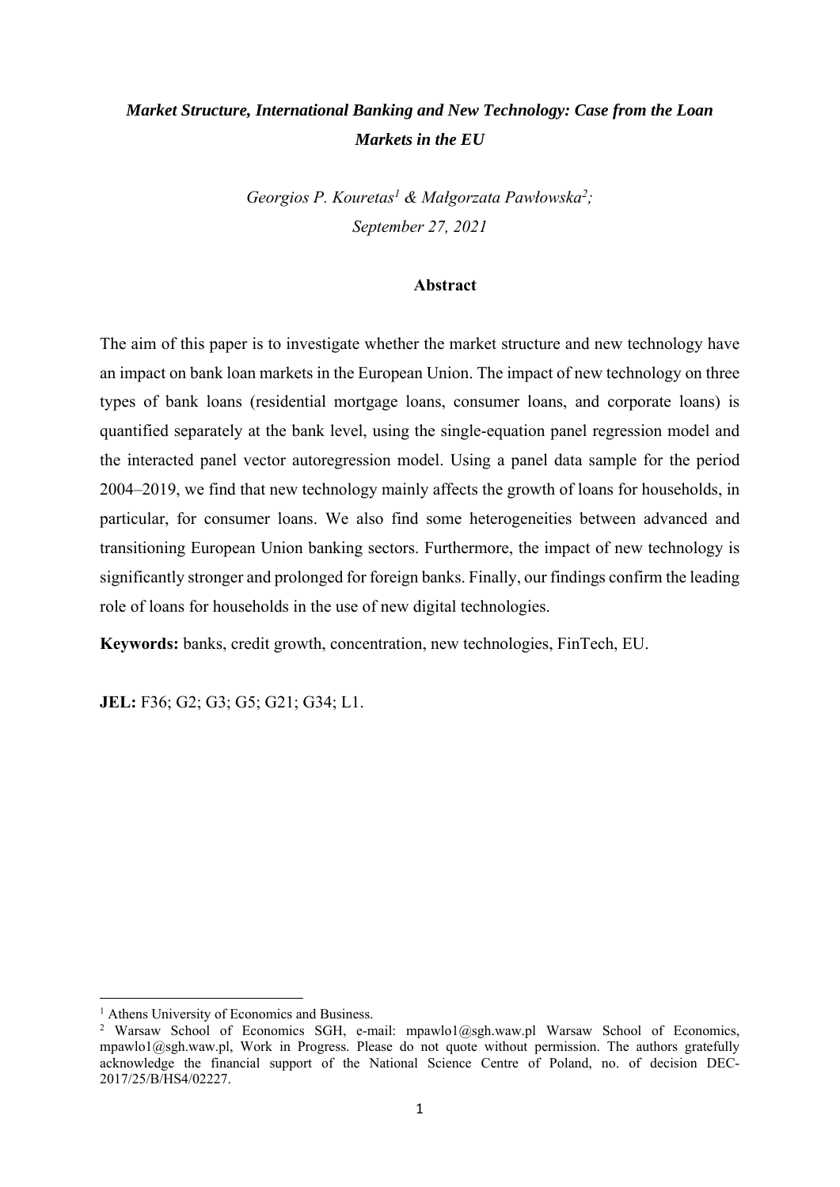# *Market Structure, International Banking and New Technology: Case from the Loan Markets in the EU*

*Georgios P. Kouretas[1] & Małgorzata Pawłowska[2];*
*September 27, 2021*

## Abstract

The aim of this paper is to investigate whether the market structure and new technology have an impact on bank loan markets in the European Union. The impact of new technology on three types of bank loans (residential mortgage loans, consumer loans, and corporate loans) is quantified separately at the bank level, using the single-equation panel regression model and the interacted panel vector autoregression model. Using a panel data sample for the period 2004–2019, we find that new technology mainly affects the growth of loans for households, in particular, for consumer loans. We also find some heterogeneities between advanced and transitioning European Union banking sectors. Furthermore, the impact of new technology is significantly stronger and prolonged for foreign banks. Finally, our findings confirm the leading role of loans for households in the use of new digital technologies.

**Keywords:** banks, credit growth, concentration, new technologies, FinTech, EU.

**JEL:** F36; G2; G3; G5; G21; G34; L1.

---

[1] Athens University of Economics and Business.

[2] Warsaw School of Economics SGH, e-mail: mpawlo1@sgh.waw.pl Warsaw School of Economics, mpawlo1@sgh.waw.pl, Work in Progress. Please do not quote without permission. The authors gratefully acknowledge the financial support of the National Science Centre of Poland, no. of decision DEC-2017/25/B/HS4/02227.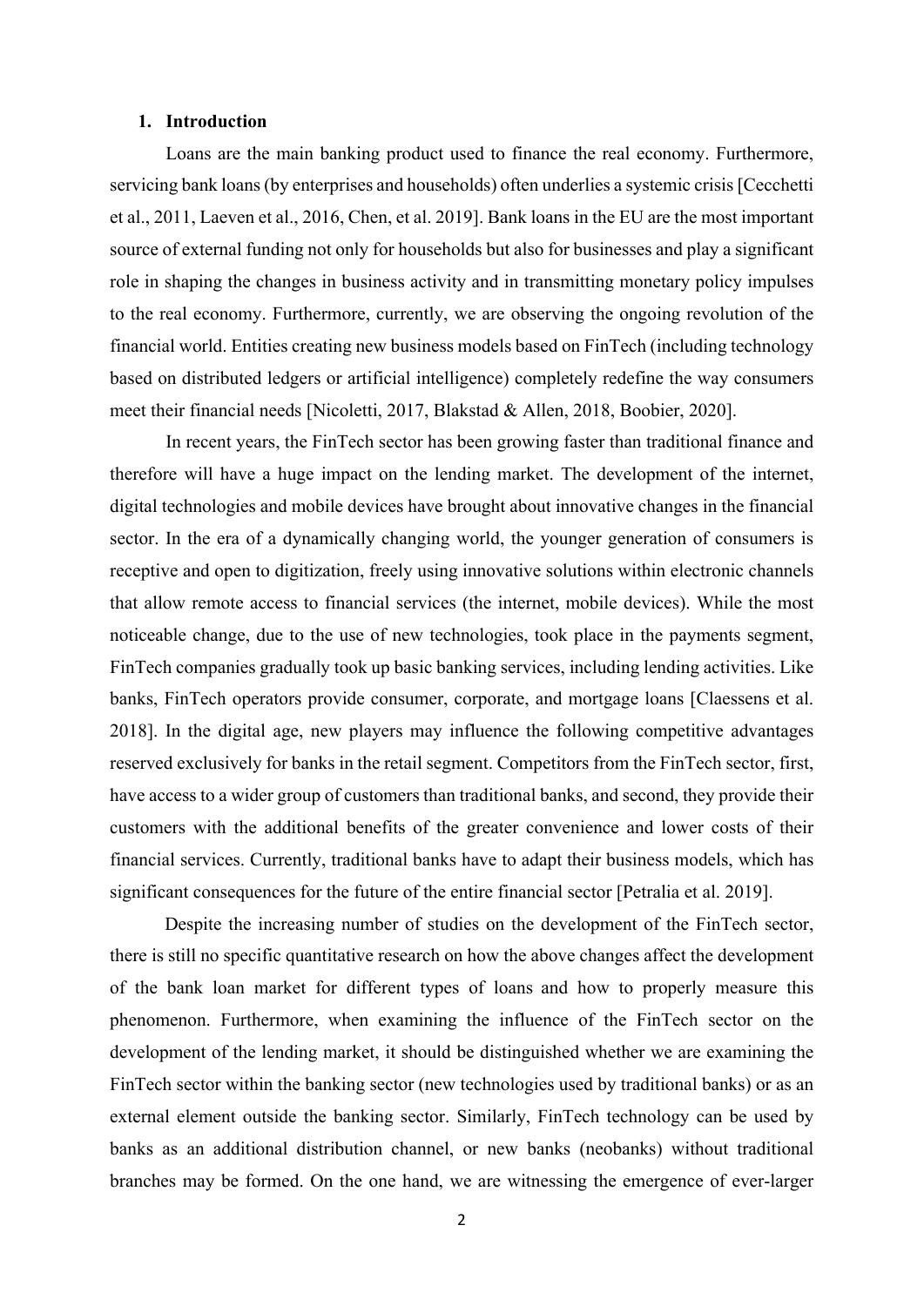## 1. Introduction

Loans are the main banking product used to finance the real economy. Furthermore, servicing bank loans (by enterprises and households) often underlies a systemic crisis [Cecchetti et al., 2011, Laeven et al., 2016, Chen, et al. 2019]. Bank loans in the EU are the most important source of external funding not only for households but also for businesses and play a significant role in shaping the changes in business activity and in transmitting monetary policy impulses to the real economy. Furthermore, currently, we are observing the ongoing revolution of the financial world. Entities creating new business models based on FinTech (including technology based on distributed ledgers or artificial intelligence) completely redefine the way consumers meet their financial needs [Nicoletti, 2017, Blakstad & Allen, 2018, Boobier, 2020].

In recent years, the FinTech sector has been growing faster than traditional finance and therefore will have a huge impact on the lending market. The development of the internet, digital technologies and mobile devices have brought about innovative changes in the financial sector. In the era of a dynamically changing world, the younger generation of consumers is receptive and open to digitization, freely using innovative solutions within electronic channels that allow remote access to financial services (the internet, mobile devices). While the most noticeable change, due to the use of new technologies, took place in the payments segment, FinTech companies gradually took up basic banking services, including lending activities. Like banks, FinTech operators provide consumer, corporate, and mortgage loans [Claessens et al. 2018]. In the digital age, new players may influence the following competitive advantages reserved exclusively for banks in the retail segment. Competitors from the FinTech sector, first, have access to a wider group of customers than traditional banks, and second, they provide their customers with the additional benefits of the greater convenience and lower costs of their financial services. Currently, traditional banks have to adapt their business models, which has significant consequences for the future of the entire financial sector [Petralia et al. 2019].

Despite the increasing number of studies on the development of the FinTech sector, there is still no specific quantitative research on how the above changes affect the development of the bank loan market for different types of loans and how to properly measure this phenomenon. Furthermore, when examining the influence of the FinTech sector on the development of the lending market, it should be distinguished whether we are examining the FinTech sector within the banking sector (new technologies used by traditional banks) or as an external element outside the banking sector. Similarly, FinTech technology can be used by banks as an additional distribution channel, or new banks (neobanks) without traditional branches may be formed. On the one hand, we are witnessing the emergence of ever-larger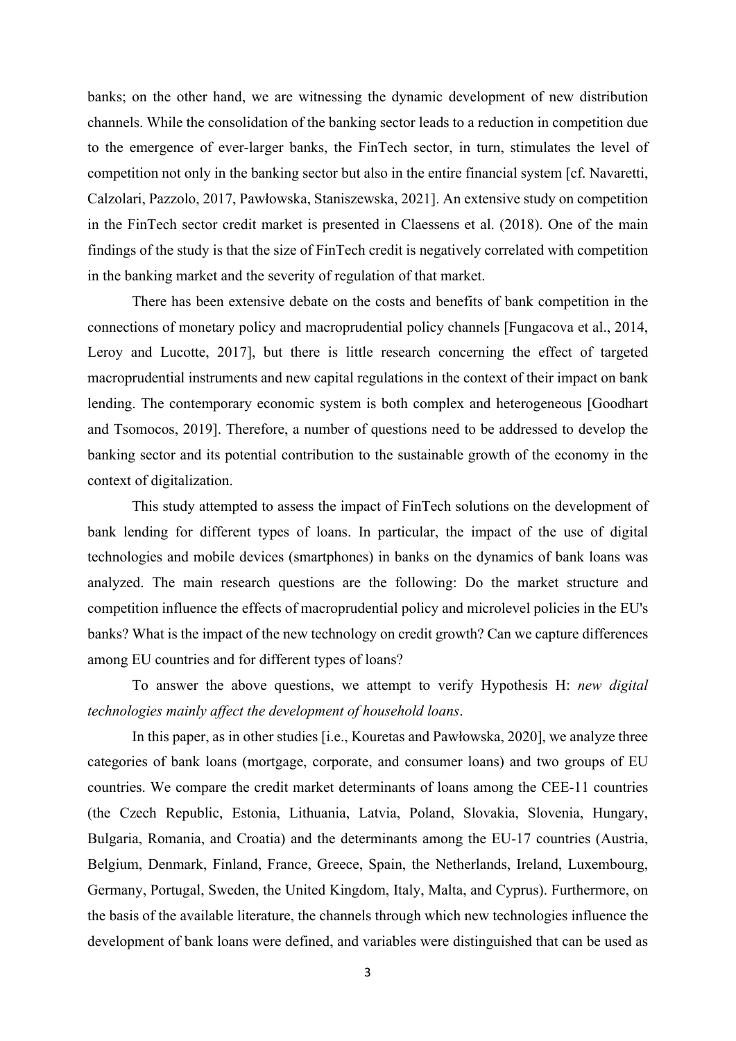banks; on the other hand, we are witnessing the dynamic development of new distribution channels. While the consolidation of the banking sector leads to a reduction in competition due to the emergence of ever-larger banks, the FinTech sector, in turn, stimulates the level of competition not only in the banking sector but also in the entire financial system [cf. Navaretti, Calzolari, Pazzolo, 2017, Pawłowska, Staniszewska, 2021]. An extensive study on competition in the FinTech sector credit market is presented in Claessens et al. (2018). One of the main findings of the study is that the size of FinTech credit is negatively correlated with competition in the banking market and the severity of regulation of that market.

There has been extensive debate on the costs and benefits of bank competition in the connections of monetary policy and macroprudential policy channels [Fungacova et al., 2014, Leroy and Lucotte, 2017], but there is little research concerning the effect of targeted macroprudential instruments and new capital regulations in the context of their impact on bank lending. The contemporary economic system is both complex and heterogeneous [Goodhart and Tsomocos, 2019]. Therefore, a number of questions need to be addressed to develop the banking sector and its potential contribution to the sustainable growth of the economy in the context of digitalization.

This study attempted to assess the impact of FinTech solutions on the development of bank lending for different types of loans. In particular, the impact of the use of digital technologies and mobile devices (smartphones) in banks on the dynamics of bank loans was analyzed. The main research questions are the following: Do the market structure and competition influence the effects of macroprudential policy and microlevel policies in the EU's banks? What is the impact of the new technology on credit growth? Can we capture differences among EU countries and for different types of loans?

To answer the above questions, we attempt to verify Hypothesis H: *new digital technologies mainly affect the development of household loans*.

In this paper, as in other studies [i.e., Kouretas and Pawłowska, 2020], we analyze three categories of bank loans (mortgage, corporate, and consumer loans) and two groups of EU countries. We compare the credit market determinants of loans among the CEE-11 countries (the Czech Republic, Estonia, Lithuania, Latvia, Poland, Slovakia, Slovenia, Hungary, Bulgaria, Romania, and Croatia) and the determinants among the EU-17 countries (Austria, Belgium, Denmark, Finland, France, Greece, Spain, the Netherlands, Ireland, Luxembourg, Germany, Portugal, Sweden, the United Kingdom, Italy, Malta, and Cyprus). Furthermore, on the basis of the available literature, the channels through which new technologies influence the development of bank loans were defined, and variables were distinguished that can be used as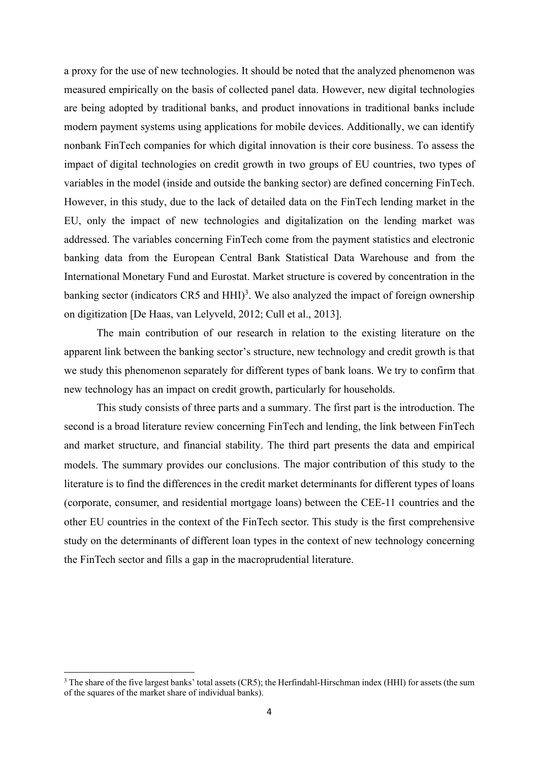a proxy for the use of new technologies. It should be noted that the analyzed phenomenon was measured empirically on the basis of collected panel data. However, new digital technologies are being adopted by traditional banks, and product innovations in traditional banks include modern payment systems using applications for mobile devices. Additionally, we can identify nonbank FinTech companies for which digital innovation is their core business. To assess the impact of digital technologies on credit growth in two groups of EU countries, two types of variables in the model (inside and outside the banking sector) are defined concerning FinTech. However, in this study, due to the lack of detailed data on the FinTech lending market in the EU, only the impact of new technologies and digitalization on the lending market was addressed. The variables concerning FinTech come from the payment statistics and electronic banking data from the European Central Bank Statistical Data Warehouse and from the International Monetary Fund and Eurostat. Market structure is covered by concentration in the banking sector (indicators CR5 and HHI)[3]. We also analyzed the impact of foreign ownership on digitization [De Haas, van Lelyveld, 2012; Cull et al., 2013].

The main contribution of our research in relation to the existing literature on the apparent link between the banking sector's structure, new technology and credit growth is that we study this phenomenon separately for different types of bank loans. We try to confirm that new technology has an impact on credit growth, particularly for households.

This study consists of three parts and a summary. The first part is the introduction. The second is a broad literature review concerning FinTech and lending, the link between FinTech and market structure, and financial stability. The third part presents the data and empirical models. The summary provides our conclusions. The major contribution of this study to the literature is to find the differences in the credit market determinants for different types of loans (corporate, consumer, and residential mortgage loans) between the CEE-11 countries and the other EU countries in the context of the FinTech sector. This study is the first comprehensive study on the determinants of different loan types in the context of new technology concerning the FinTech sector and fills a gap in the macroprudential literature.

[3] The share of the five largest banks' total assets (CR5); the Herfindahl-Hirschman index (HHI) for assets (the sum of the squares of the market share of individual banks).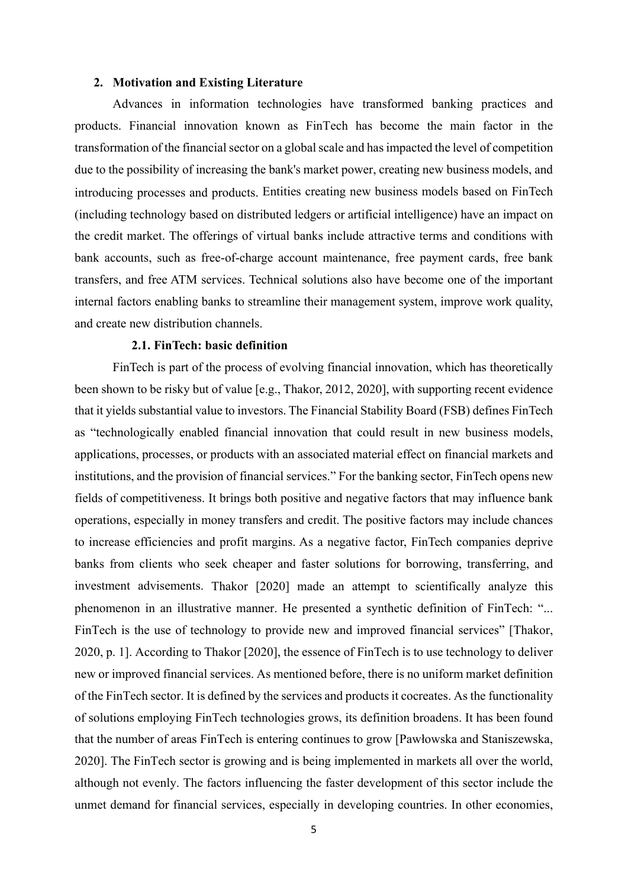## 2. Motivation and Existing Literature

Advances in information technologies have transformed banking practices and products. Financial innovation known as FinTech has become the main factor in the transformation of the financial sector on a global scale and has impacted the level of competition due to the possibility of increasing the bank's market power, creating new business models, and introducing processes and products. Entities creating new business models based on FinTech (including technology based on distributed ledgers or artificial intelligence) have an impact on the credit market. The offerings of virtual banks include attractive terms and conditions with bank accounts, such as free-of-charge account maintenance, free payment cards, free bank transfers, and free ATM services. Technical solutions also have become one of the important internal factors enabling banks to streamline their management system, improve work quality, and create new distribution channels.

### 2.1. FinTech: basic definition

FinTech is part of the process of evolving financial innovation, which has theoretically been shown to be risky but of value [e.g., Thakor, 2012, 2020], with supporting recent evidence that it yields substantial value to investors. The Financial Stability Board (FSB) defines FinTech as "technologically enabled financial innovation that could result in new business models, applications, processes, or products with an associated material effect on financial markets and institutions, and the provision of financial services." For the banking sector, FinTech opens new fields of competitiveness. It brings both positive and negative factors that may influence bank operations, especially in money transfers and credit. The positive factors may include chances to increase efficiencies and profit margins. As a negative factor, FinTech companies deprive banks from clients who seek cheaper and faster solutions for borrowing, transferring, and investment advisements. Thakor [2020] made an attempt to scientifically analyze this phenomenon in an illustrative manner. He presented a synthetic definition of FinTech: "... FinTech is the use of technology to provide new and improved financial services" [Thakor, 2020, p. 1]. According to Thakor [2020], the essence of FinTech is to use technology to deliver new or improved financial services. As mentioned before, there is no uniform market definition of the FinTech sector. It is defined by the services and products it cocreates. As the functionality of solutions employing FinTech technologies grows, its definition broadens. It has been found that the number of areas FinTech is entering continues to grow [Pawłowska and Staniszewska, 2020]. The FinTech sector is growing and is being implemented in markets all over the world, although not evenly. The factors influencing the faster development of this sector include the unmet demand for financial services, especially in developing countries. In other economies,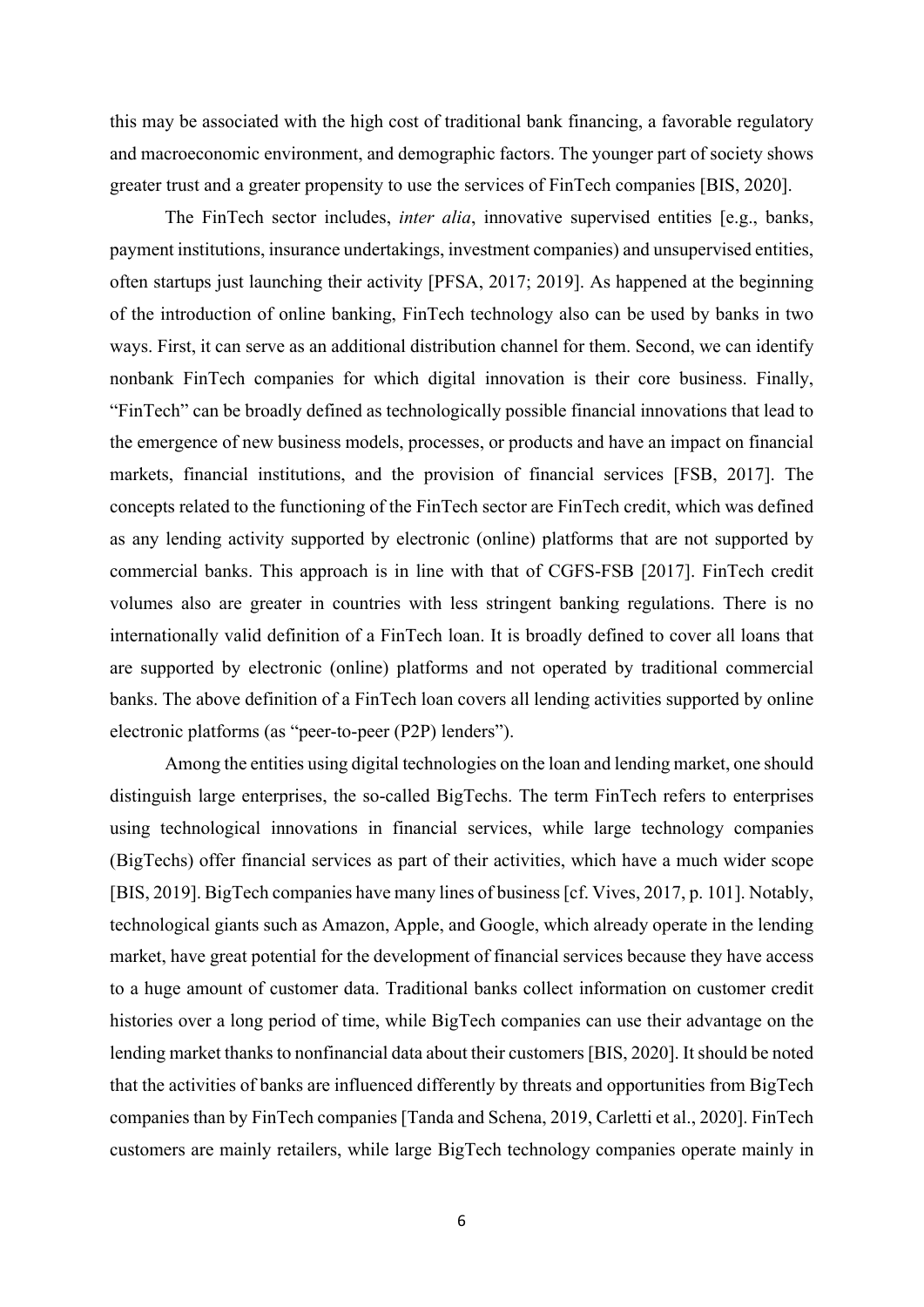this may be associated with the high cost of traditional bank financing, a favorable regulatory and macroeconomic environment, and demographic factors. The younger part of society shows greater trust and a greater propensity to use the services of FinTech companies [BIS, 2020].

The FinTech sector includes, *inter alia*, innovative supervised entities [e.g., banks, payment institutions, insurance undertakings, investment companies) and unsupervised entities, often startups just launching their activity [PFSA, 2017; 2019]. As happened at the beginning of the introduction of online banking, FinTech technology also can be used by banks in two ways. First, it can serve as an additional distribution channel for them. Second, we can identify nonbank FinTech companies for which digital innovation is their core business. Finally, "FinTech" can be broadly defined as technologically possible financial innovations that lead to the emergence of new business models, processes, or products and have an impact on financial markets, financial institutions, and the provision of financial services [FSB, 2017]. The concepts related to the functioning of the FinTech sector are FinTech credit, which was defined as any lending activity supported by electronic (online) platforms that are not supported by commercial banks. This approach is in line with that of CGFS-FSB [2017]. FinTech credit volumes also are greater in countries with less stringent banking regulations. There is no internationally valid definition of a FinTech loan. It is broadly defined to cover all loans that are supported by electronic (online) platforms and not operated by traditional commercial banks. The above definition of a FinTech loan covers all lending activities supported by online electronic platforms (as "peer-to-peer (P2P) lenders").

Among the entities using digital technologies on the loan and lending market, one should distinguish large enterprises, the so-called BigTechs. The term FinTech refers to enterprises using technological innovations in financial services, while large technology companies (BigTechs) offer financial services as part of their activities, which have a much wider scope [BIS, 2019]. BigTech companies have many lines of business [cf. Vives, 2017, p. 101]. Notably, technological giants such as Amazon, Apple, and Google, which already operate in the lending market, have great potential for the development of financial services because they have access to a huge amount of customer data. Traditional banks collect information on customer credit histories over a long period of time, while BigTech companies can use their advantage on the lending market thanks to nonfinancial data about their customers [BIS, 2020]. It should be noted that the activities of banks are influenced differently by threats and opportunities from BigTech companies than by FinTech companies [Tanda and Schena, 2019, Carletti et al., 2020]. FinTech customers are mainly retailers, while large BigTech technology companies operate mainly in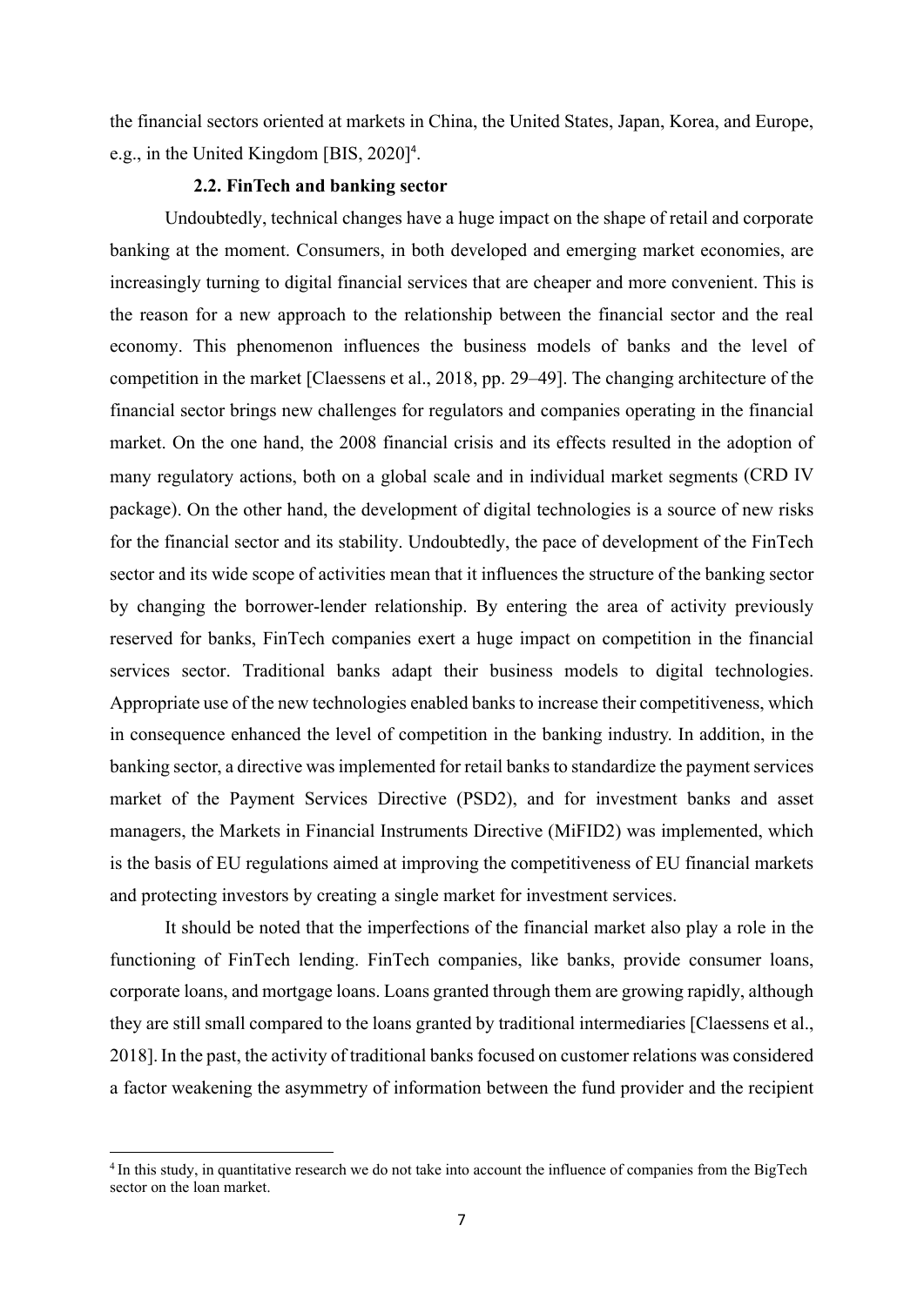the financial sectors oriented at markets in China, the United States, Japan, Korea, and Europe, e.g., in the United Kingdom [BIS, 2020][4].

### 2.2. FinTech and banking sector

Undoubtedly, technical changes have a huge impact on the shape of retail and corporate banking at the moment. Consumers, in both developed and emerging market economies, are increasingly turning to digital financial services that are cheaper and more convenient. This is the reason for a new approach to the relationship between the financial sector and the real economy. This phenomenon influences the business models of banks and the level of competition in the market [Claessens et al., 2018, pp. 29–49]. The changing architecture of the financial sector brings new challenges for regulators and companies operating in the financial market. On the one hand, the 2008 financial crisis and its effects resulted in the adoption of many regulatory actions, both on a global scale and in individual market segments (CRD IV package). On the other hand, the development of digital technologies is a source of new risks for the financial sector and its stability. Undoubtedly, the pace of development of the FinTech sector and its wide scope of activities mean that it influences the structure of the banking sector by changing the borrower-lender relationship. By entering the area of activity previously reserved for banks, FinTech companies exert a huge impact on competition in the financial services sector. Traditional banks adapt their business models to digital technologies. Appropriate use of the new technologies enabled banks to increase their competitiveness, which in consequence enhanced the level of competition in the banking industry. In addition, in the banking sector, a directive was implemented for retail banks to standardize the payment services market of the Payment Services Directive (PSD2), and for investment banks and asset managers, the Markets in Financial Instruments Directive (MiFID2) was implemented, which is the basis of EU regulations aimed at improving the competitiveness of EU financial markets and protecting investors by creating a single market for investment services.

It should be noted that the imperfections of the financial market also play a role in the functioning of FinTech lending. FinTech companies, like banks, provide consumer loans, corporate loans, and mortgage loans. Loans granted through them are growing rapidly, although they are still small compared to the loans granted by traditional intermediaries [Claessens et al., 2018]. In the past, the activity of traditional banks focused on customer relations was considered a factor weakening the asymmetry of information between the fund provider and the recipient

[4] In this study, in quantitative research we do not take into account the influence of companies from the BigTech sector on the loan market.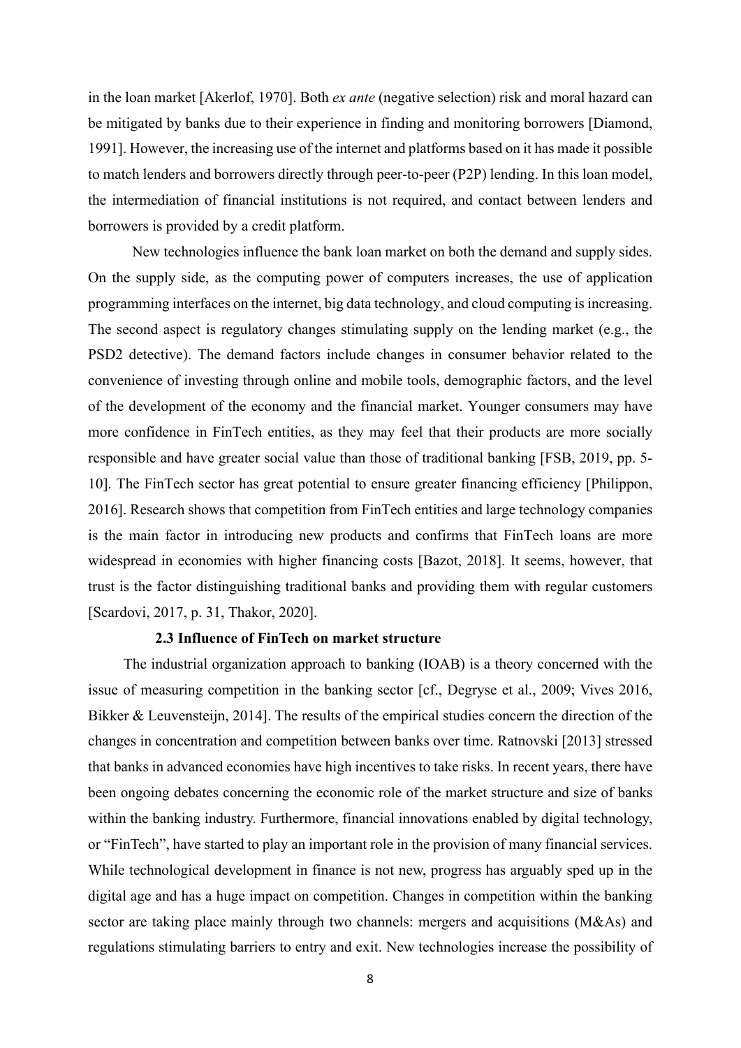in the loan market [Akerlof, 1970]. Both *ex ante* (negative selection) risk and moral hazard can be mitigated by banks due to their experience in finding and monitoring borrowers [Diamond, 1991]. However, the increasing use of the internet and platforms based on it has made it possible to match lenders and borrowers directly through peer-to-peer (P2P) lending. In this loan model, the intermediation of financial institutions is not required, and contact between lenders and borrowers is provided by a credit platform.

New technologies influence the bank loan market on both the demand and supply sides. On the supply side, as the computing power of computers increases, the use of application programming interfaces on the internet, big data technology, and cloud computing is increasing. The second aspect is regulatory changes stimulating supply on the lending market (e.g., the PSD2 detective). The demand factors include changes in consumer behavior related to the convenience of investing through online and mobile tools, demographic factors, and the level of the development of the economy and the financial market. Younger consumers may have more confidence in FinTech entities, as they may feel that their products are more socially responsible and have greater social value than those of traditional banking [FSB, 2019, pp. 5-10]. The FinTech sector has great potential to ensure greater financing efficiency [Philippon, 2016]. Research shows that competition from FinTech entities and large technology companies is the main factor in introducing new products and confirms that FinTech loans are more widespread in economies with higher financing costs [Bazot, 2018]. It seems, however, that trust is the factor distinguishing traditional banks and providing them with regular customers [Scardovi, 2017, p. 31, Thakor, 2020].

### 2.3 Influence of FinTech on market structure

The industrial organization approach to banking (IOAB) is a theory concerned with the issue of measuring competition in the banking sector [cf., Degryse et al., 2009; Vives 2016, Bikker & Leuvensteijn, 2014]. The results of the empirical studies concern the direction of the changes in concentration and competition between banks over time. Ratnovski [2013] stressed that banks in advanced economies have high incentives to take risks. In recent years, there have been ongoing debates concerning the economic role of the market structure and size of banks within the banking industry. Furthermore, financial innovations enabled by digital technology, or "FinTech", have started to play an important role in the provision of many financial services. While technological development in finance is not new, progress has arguably sped up in the digital age and has a huge impact on competition. Changes in competition within the banking sector are taking place mainly through two channels: mergers and acquisitions (M&As) and regulations stimulating barriers to entry and exit. New technologies increase the possibility of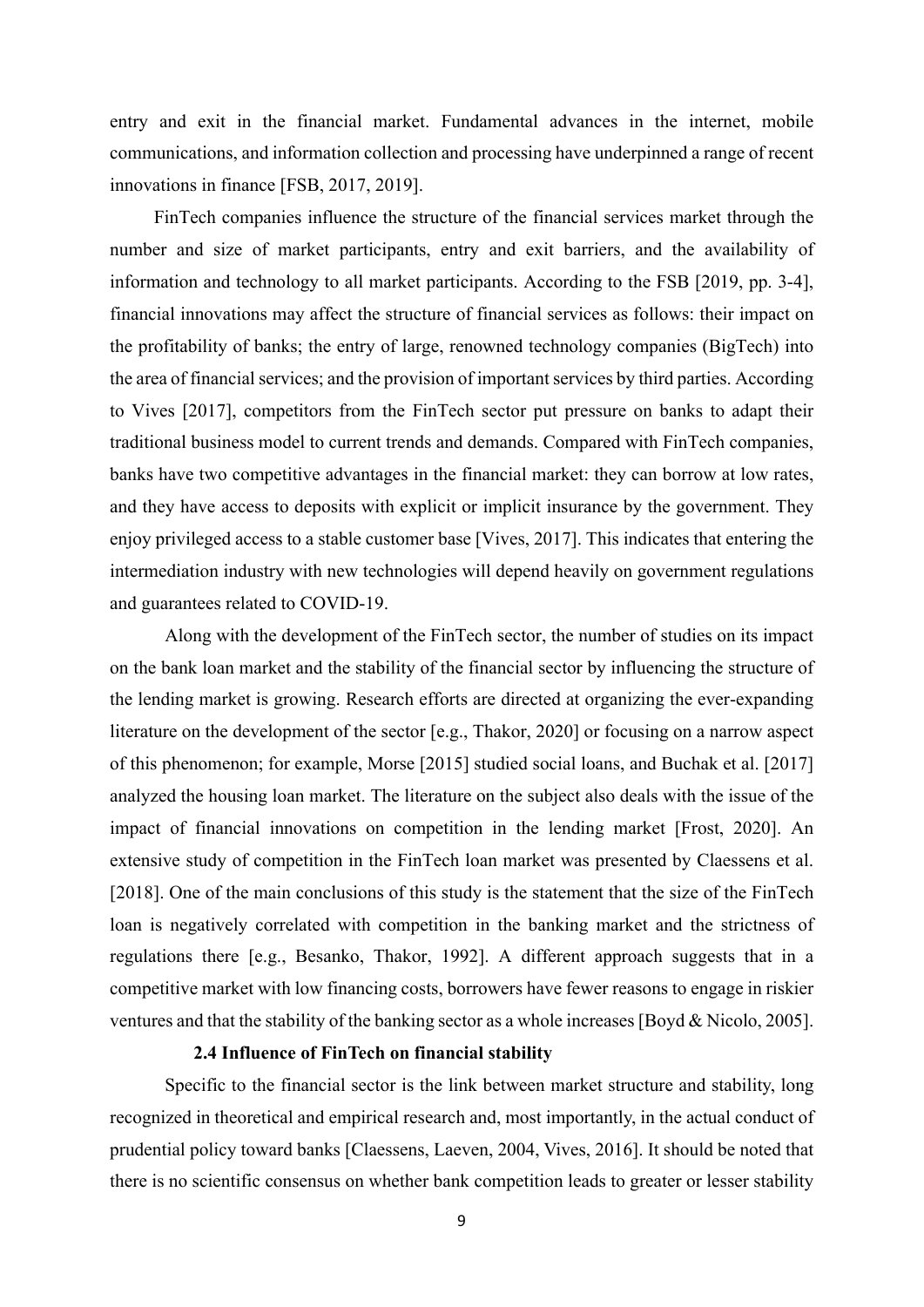entry and exit in the financial market. Fundamental advances in the internet, mobile communications, and information collection and processing have underpinned a range of recent innovations in finance [FSB, 2017, 2019].

FinTech companies influence the structure of the financial services market through the number and size of market participants, entry and exit barriers, and the availability of information and technology to all market participants. According to the FSB [2019, pp. 3-4], financial innovations may affect the structure of financial services as follows: their impact on the profitability of banks; the entry of large, renowned technology companies (BigTech) into the area of financial services; and the provision of important services by third parties. According to Vives [2017], competitors from the FinTech sector put pressure on banks to adapt their traditional business model to current trends and demands. Compared with FinTech companies, banks have two competitive advantages in the financial market: they can borrow at low rates, and they have access to deposits with explicit or implicit insurance by the government. They enjoy privileged access to a stable customer base [Vives, 2017]. This indicates that entering the intermediation industry with new technologies will depend heavily on government regulations and guarantees related to COVID-19.

Along with the development of the FinTech sector, the number of studies on its impact on the bank loan market and the stability of the financial sector by influencing the structure of the lending market is growing. Research efforts are directed at organizing the ever-expanding literature on the development of the sector [e.g., Thakor, 2020] or focusing on a narrow aspect of this phenomenon; for example, Morse [2015] studied social loans, and Buchak et al. [2017] analyzed the housing loan market. The literature on the subject also deals with the issue of the impact of financial innovations on competition in the lending market [Frost, 2020]. An extensive study of competition in the FinTech loan market was presented by Claessens et al. [2018]. One of the main conclusions of this study is the statement that the size of the FinTech loan is negatively correlated with competition in the banking market and the strictness of regulations there [e.g., Besanko, Thakor, 1992]. A different approach suggests that in a competitive market with low financing costs, borrowers have fewer reasons to engage in riskier ventures and that the stability of the banking sector as a whole increases [Boyd & Nicolo, 2005].

### 2.4 Influence of FinTech on financial stability

Specific to the financial sector is the link between market structure and stability, long recognized in theoretical and empirical research and, most importantly, in the actual conduct of prudential policy toward banks [Claessens, Laeven, 2004, Vives, 2016]. It should be noted that there is no scientific consensus on whether bank competition leads to greater or lesser stability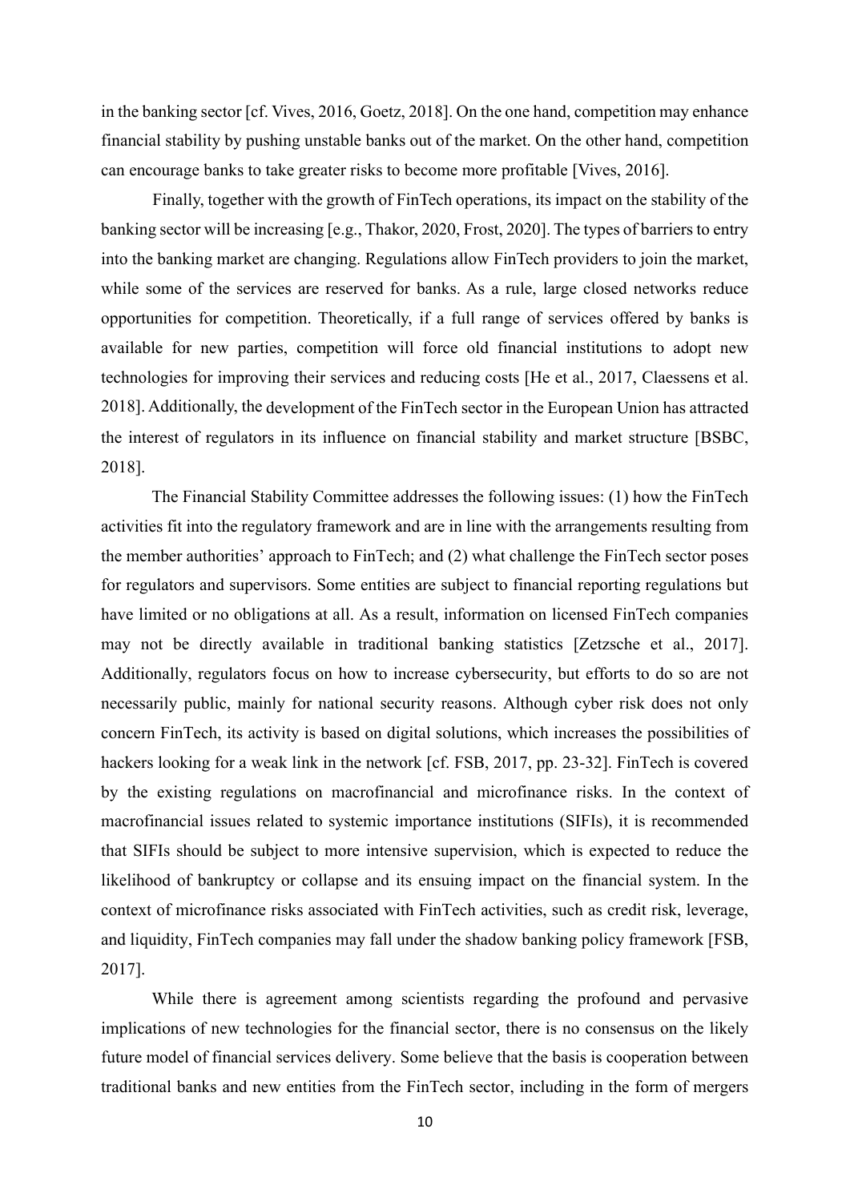in the banking sector [cf. Vives, 2016, Goetz, 2018]. On the one hand, competition may enhance financial stability by pushing unstable banks out of the market. On the other hand, competition can encourage banks to take greater risks to become more profitable [Vives, 2016].

Finally, together with the growth of FinTech operations, its impact on the stability of the banking sector will be increasing [e.g., Thakor, 2020, Frost, 2020]. The types of barriers to entry into the banking market are changing. Regulations allow FinTech providers to join the market, while some of the services are reserved for banks. As a rule, large closed networks reduce opportunities for competition. Theoretically, if a full range of services offered by banks is available for new parties, competition will force old financial institutions to adopt new technologies for improving their services and reducing costs [He et al., 2017, Claessens et al. 2018]. Additionally, the development of the FinTech sector in the European Union has attracted the interest of regulators in its influence on financial stability and market structure [BSBC, 2018].

The Financial Stability Committee addresses the following issues: (1) how the FinTech activities fit into the regulatory framework and are in line with the arrangements resulting from the member authorities' approach to FinTech; and (2) what challenge the FinTech sector poses for regulators and supervisors. Some entities are subject to financial reporting regulations but have limited or no obligations at all. As a result, information on licensed FinTech companies may not be directly available in traditional banking statistics [Zetzsche et al., 2017]. Additionally, regulators focus on how to increase cybersecurity, but efforts to do so are not necessarily public, mainly for national security reasons. Although cyber risk does not only concern FinTech, its activity is based on digital solutions, which increases the possibilities of hackers looking for a weak link in the network [cf. FSB, 2017, pp. 23-32]. FinTech is covered by the existing regulations on macrofinancial and microfinance risks. In the context of macrofinancial issues related to systemic importance institutions (SIFIs), it is recommended that SIFIs should be subject to more intensive supervision, which is expected to reduce the likelihood of bankruptcy or collapse and its ensuing impact on the financial system. In the context of microfinance risks associated with FinTech activities, such as credit risk, leverage, and liquidity, FinTech companies may fall under the shadow banking policy framework [FSB, 2017].

While there is agreement among scientists regarding the profound and pervasive implications of new technologies for the financial sector, there is no consensus on the likely future model of financial services delivery. Some believe that the basis is cooperation between traditional banks and new entities from the FinTech sector, including in the form of mergers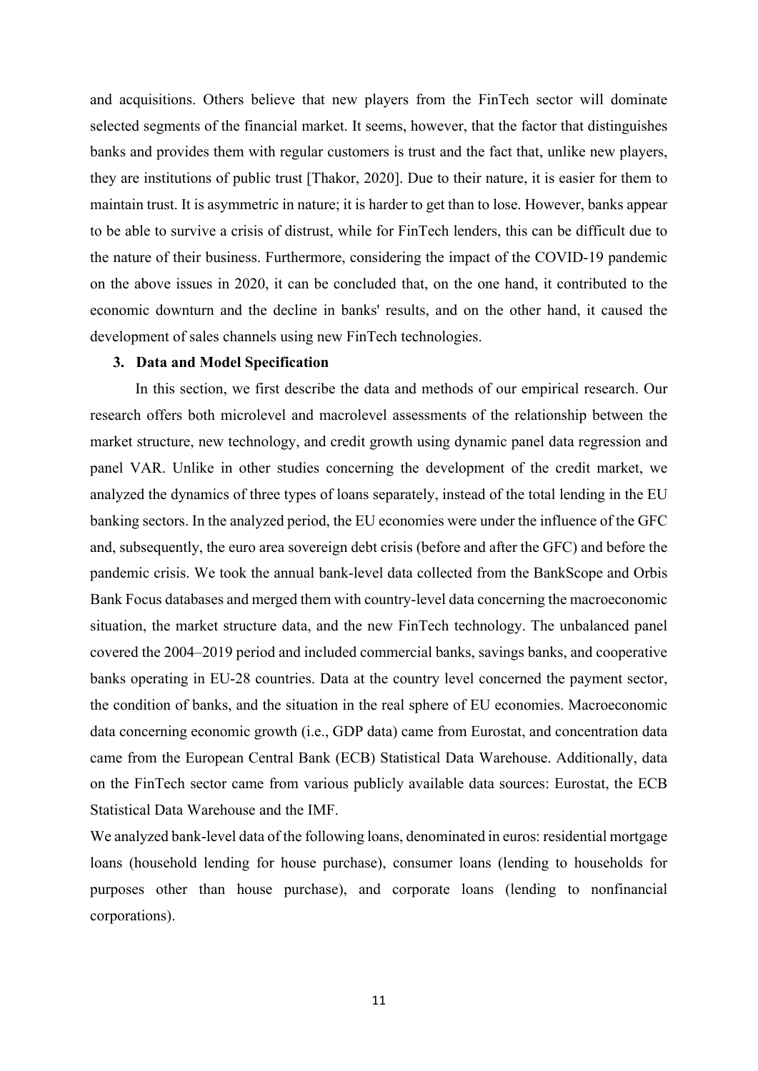and acquisitions. Others believe that new players from the FinTech sector will dominate selected segments of the financial market. It seems, however, that the factor that distinguishes banks and provides them with regular customers is trust and the fact that, unlike new players, they are institutions of public trust [Thakor, 2020]. Due to their nature, it is easier for them to maintain trust. It is asymmetric in nature; it is harder to get than to lose. However, banks appear to be able to survive a crisis of distrust, while for FinTech lenders, this can be difficult due to the nature of their business. Furthermore, considering the impact of the COVID-19 pandemic on the above issues in 2020, it can be concluded that, on the one hand, it contributed to the economic downturn and the decline in banks' results, and on the other hand, it caused the development of sales channels using new FinTech technologies.

## 3. Data and Model Specification

In this section, we first describe the data and methods of our empirical research. Our research offers both microlevel and macrolevel assessments of the relationship between the market structure, new technology, and credit growth using dynamic panel data regression and panel VAR. Unlike in other studies concerning the development of the credit market, we analyzed the dynamics of three types of loans separately, instead of the total lending in the EU banking sectors. In the analyzed period, the EU economies were under the influence of the GFC and, subsequently, the euro area sovereign debt crisis (before and after the GFC) and before the pandemic crisis. We took the annual bank-level data collected from the BankScope and Orbis Bank Focus databases and merged them with country-level data concerning the macroeconomic situation, the market structure data, and the new FinTech technology. The unbalanced panel covered the 2004–2019 period and included commercial banks, savings banks, and cooperative banks operating in EU-28 countries. Data at the country level concerned the payment sector, the condition of banks, and the situation in the real sphere of EU economies. Macroeconomic data concerning economic growth (i.e., GDP data) came from Eurostat, and concentration data came from the European Central Bank (ECB) Statistical Data Warehouse. Additionally, data on the FinTech sector came from various publicly available data sources: Eurostat, the ECB Statistical Data Warehouse and the IMF.

We analyzed bank-level data of the following loans, denominated in euros: residential mortgage loans (household lending for house purchase), consumer loans (lending to households for purposes other than house purchase), and corporate loans (lending to nonfinancial corporations).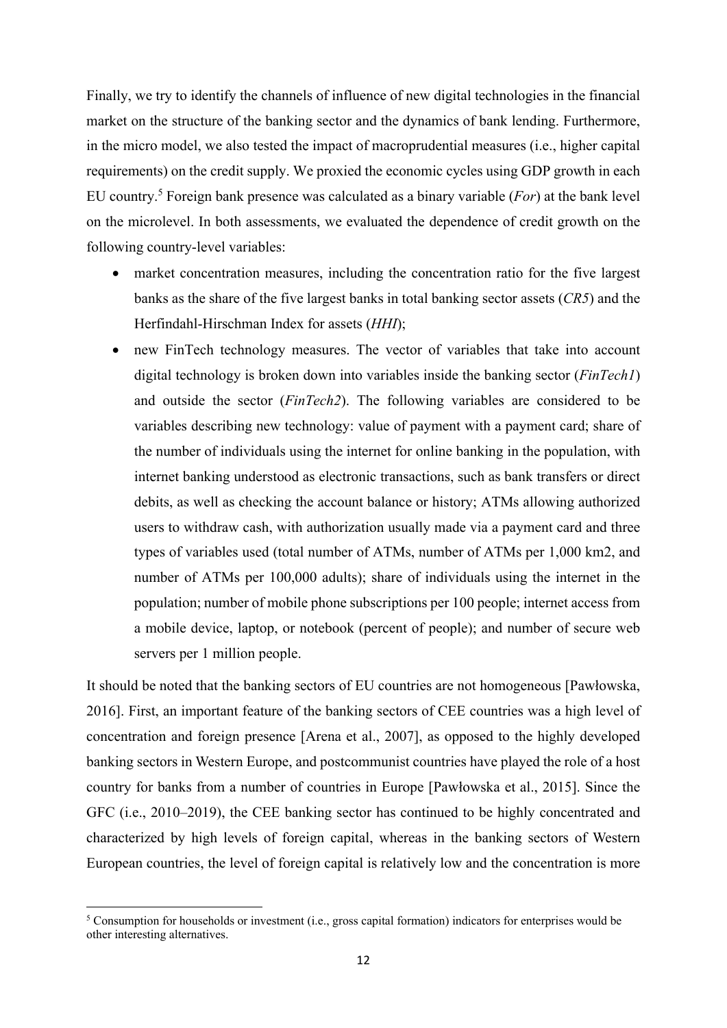Finally, we try to identify the channels of influence of new digital technologies in the financial market on the structure of the banking sector and the dynamics of bank lending. Furthermore, in the micro model, we also tested the impact of macroprudential measures (i.e., higher capital requirements) on the credit supply. We proxied the economic cycles using GDP growth in each EU country.[5] Foreign bank presence was calculated as a binary variable (*For*) at the bank level on the microlevel. In both assessments, we evaluated the dependence of credit growth on the following country-level variables:

- market concentration measures, including the concentration ratio for the five largest banks as the share of the five largest banks in total banking sector assets (*CR5*) and the Herfindahl-Hirschman Index for assets (*HHI*);
- new FinTech technology measures. The vector of variables that take into account digital technology is broken down into variables inside the banking sector (*FinTech1*) and outside the sector (*FinTech2*). The following variables are considered to be variables describing new technology: value of payment with a payment card; share of the number of individuals using the internet for online banking in the population, with internet banking understood as electronic transactions, such as bank transfers or direct debits, as well as checking the account balance or history; ATMs allowing authorized users to withdraw cash, with authorization usually made via a payment card and three types of variables used (total number of ATMs, number of ATMs per 1,000 km2, and number of ATMs per 100,000 adults); share of individuals using the internet in the population; number of mobile phone subscriptions per 100 people; internet access from a mobile device, laptop, or notebook (percent of people); and number of secure web servers per 1 million people.

It should be noted that the banking sectors of EU countries are not homogeneous [Pawłowska, 2016]. First, an important feature of the banking sectors of CEE countries was a high level of concentration and foreign presence [Arena et al., 2007], as opposed to the highly developed banking sectors in Western Europe, and postcommunist countries have played the role of a host country for banks from a number of countries in Europe [Pawłowska et al., 2015]. Since the GFC (i.e., 2010–2019), the CEE banking sector has continued to be highly concentrated and characterized by high levels of foreign capital, whereas in the banking sectors of Western European countries, the level of foreign capital is relatively low and the concentration is more

[5] Consumption for households or investment (i.e., gross capital formation) indicators for enterprises would be other interesting alternatives.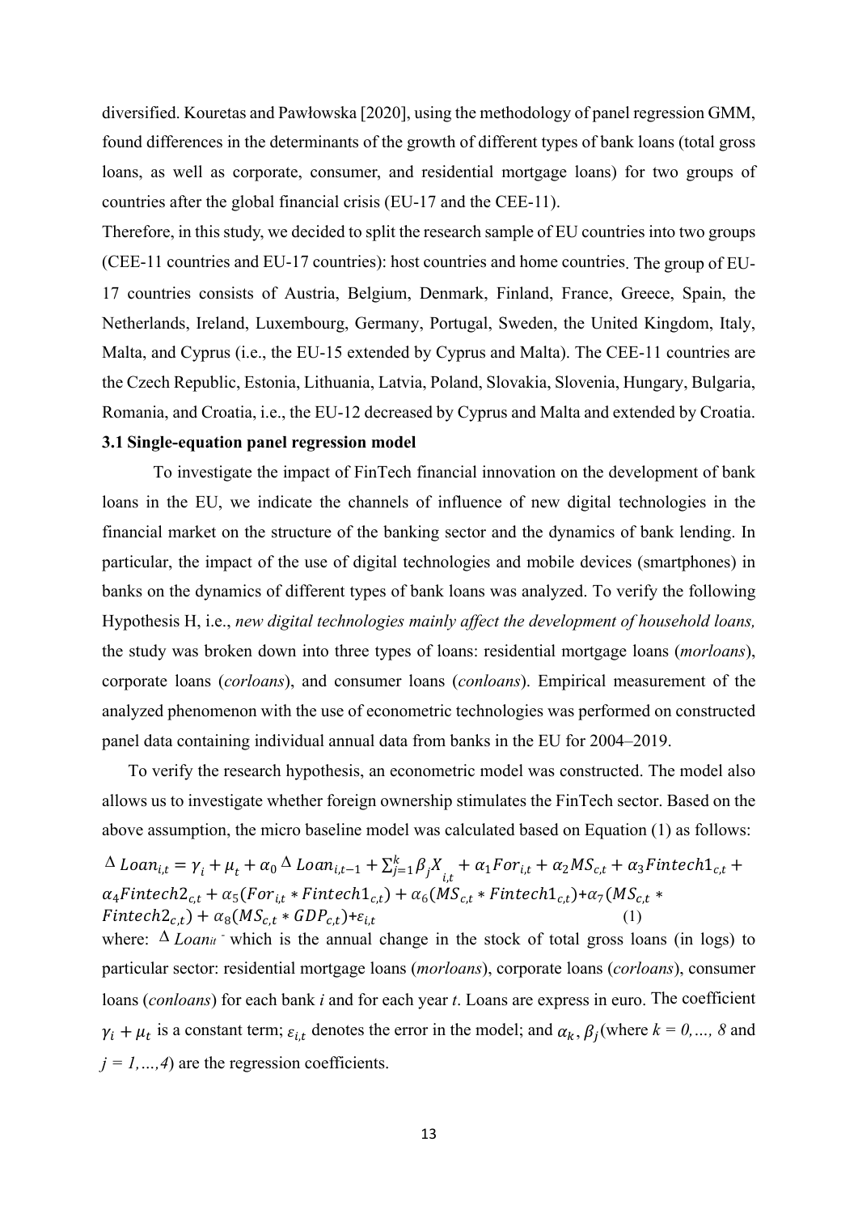diversified. Kouretas and Pawłowska [2020], using the methodology of panel regression GMM, found differences in the determinants of the growth of different types of bank loans (total gross loans, as well as corporate, consumer, and residential mortgage loans) for two groups of countries after the global financial crisis (EU-17 and the CEE-11).

Therefore, in this study, we decided to split the research sample of EU countries into two groups (CEE-11 countries and EU-17 countries): host countries and home countries. The group of EU-17 countries consists of Austria, Belgium, Denmark, Finland, France, Greece, Spain, the Netherlands, Ireland, Luxembourg, Germany, Portugal, Sweden, the United Kingdom, Italy, Malta, and Cyprus (i.e., the EU-15 extended by Cyprus and Malta). The CEE-11 countries are the Czech Republic, Estonia, Lithuania, Latvia, Poland, Slovakia, Slovenia, Hungary, Bulgaria, Romania, and Croatia, i.e., the EU-12 decreased by Cyprus and Malta and extended by Croatia.

### 3.1 Single-equation panel regression model

To investigate the impact of FinTech financial innovation on the development of bank loans in the EU, we indicate the channels of influence of new digital technologies in the financial market on the structure of the banking sector and the dynamics of bank lending. In particular, the impact of the use of digital technologies and mobile devices (smartphones) in banks on the dynamics of different types of bank loans was analyzed. To verify the following Hypothesis H, i.e., *new digital technologies mainly affect the development of household loans,* the study was broken down into three types of loans: residential mortgage loans (*morloans*), corporate loans (*corloans*), and consumer loans (*conloans*). Empirical measurement of the analyzed phenomenon with the use of econometric technologies was performed on constructed panel data containing individual annual data from banks in the EU for 2004–2019.

To verify the research hypothesis, an econometric model was constructed. The model also allows us to investigate whether foreign ownership stimulates the FinTech sector. Based on the above assumption, the micro baseline model was calculated based on Equation (1) as follows:

$$\Delta Loan_{i,t} = \gamma_i + \mu_t + \alpha_0 \Delta Loan_{i,t-1} + \sum_{j=1}^{k} \beta_j X_{i,t} + \alpha_1 For_{i,t} + \alpha_2 MS_{c,t} + \alpha_3 Fintech1_{c,t} + \alpha_4 Fintech2_{c,t} + \alpha_5 (For_{i,t} * Fintech1_{c,t}) + \alpha_6 (MS_{c,t} * Fintech1_{c,t}) + \alpha_7 (MS_{c,t} * Fintech2_{c,t}) + \alpha_8 (MS_{c,t} * GDP_{c,t}) + \varepsilon_{i,t} \quad (1)$$

where: $\Delta Loan_{it}$ - which is the annual change in the stock of total gross loans (in logs) to particular sector: residential mortgage loans (*morloans*), corporate loans (*corloans*), consumer loans (*conloans*) for each bank *i* and for each year *t*. Loans are express in euro. The coefficient $\gamma_i + \mu_t$ is a constant term; $\varepsilon_{i,t}$ denotes the error in the model; and $\alpha_k, \beta_j$ (where $k = 0,\dots, 8$ and $j = 1,\dots,4$) are the regression coefficients.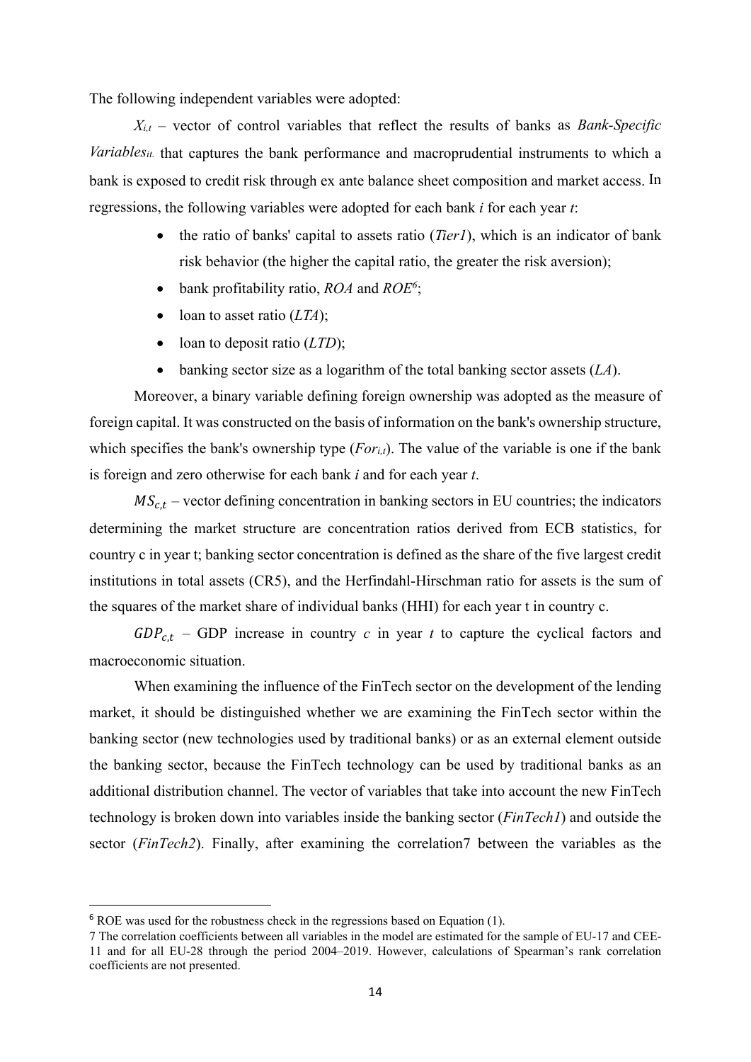The following independent variables were adopted:

$X_{i,t}$ – vector of control variables that reflect the results of banks as *Bank-Specific Variables$_{it.}$* that captures the bank performance and macroprudential instruments to which a bank is exposed to credit risk through ex ante balance sheet composition and market access. In regressions, the following variables were adopted for each bank *i* for each year *t*:

- the ratio of banks' capital to assets ratio (*Tier1*), which is an indicator of bank risk behavior (the higher the capital ratio, the greater the risk aversion);
- bank profitability ratio, *ROA* and *ROE*[6];
- loan to asset ratio (*LTA*);
- loan to deposit ratio (*LTD*);
- banking sector size as a logarithm of the total banking sector assets (*LA*).

Moreover, a binary variable defining foreign ownership was adopted as the measure of foreign capital. It was constructed on the basis of information on the bank's ownership structure, which specifies the bank's ownership type ($For_{i,t}$). The value of the variable is one if the bank is foreign and zero otherwise for each bank *i* and for each year *t*.

$MS_{c,t}$ – vector defining concentration in banking sectors in EU countries; the indicators determining the market structure are concentration ratios derived from ECB statistics, for country c in year t; banking sector concentration is defined as the share of the five largest credit institutions in total assets (CR5), and the Herfindahl-Hirschman ratio for assets is the sum of the squares of the market share of individual banks (HHI) for each year t in country c.

$GDP_{c,t}$ – GDP increase in country *c* in year *t* to capture the cyclical factors and macroeconomic situation.

When examining the influence of the FinTech sector on the development of the lending market, it should be distinguished whether we are examining the FinTech sector within the banking sector (new technologies used by traditional banks) or as an external element outside the banking sector, because the FinTech technology can be used by traditional banks as an additional distribution channel. The vector of variables that take into account the new FinTech technology is broken down into variables inside the banking sector (*FinTech1*) and outside the sector (*FinTech2*). Finally, after examining the correlation7 between the variables as the

---

[6] ROE was used for the robustness check in the regressions based on Equation (1).

7 The correlation coefficients between all variables in the model are estimated for the sample of EU-17 and CEE-11 and for all EU-28 through the period 2004–2019. However, calculations of Spearman's rank correlation coefficients are not presented.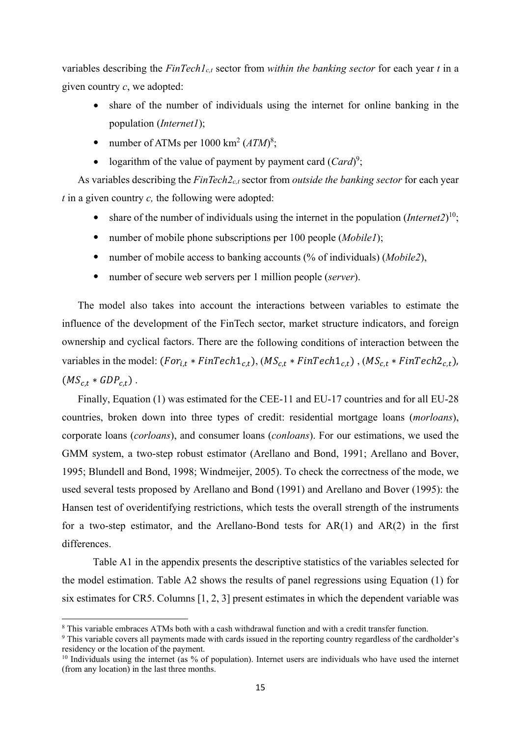variables describing the $FinTech1_{c,t}$ sector from *within the banking sector* for each year *t* in a given country *c*, we adopted:

- share of the number of individuals using the internet for online banking in the population (*Internet1*);
- number of ATMs per 1000 km$^2$ (*ATM*)[8];
- logarithm of the value of payment by payment card (*Card*)[9];

As variables describing the $FinTech2_{c,t}$ sector from *outside the banking sector* for each year *t* in a given country *c,* the following were adopted:

- share of the number of individuals using the internet in the population (*Internet2*)[10];
- number of mobile phone subscriptions per 100 people (*Mobile1*);
- number of mobile access to banking accounts (% of individuals) (*Mobile2*),
- number of secure web servers per 1 million people (*server*).

The model also takes into account the interactions between variables to estimate the influence of the development of the FinTech sector, market structure indicators, and foreign ownership and cyclical factors. There are the following conditions of interaction between the variables in the model: $(For_{i,t} * FinTech1_{c,t})$, $(MS_{c,t} * FinTech1_{c,t})$ , $(MS_{c,t} * FinTech2_{c,t})$, $(MS_{c,t} * GDP_{c,t})$ .

Finally, Equation (1) was estimated for the CEE-11 and EU-17 countries and for all EU-28 countries, broken down into three types of credit: residential mortgage loans (*morloans*), corporate loans (*corloans*), and consumer loans (*conloans*). For our estimations, we used the GMM system, a two-step robust estimator (Arellano and Bond, 1991; Arellano and Bover, 1995; Blundell and Bond, 1998; Windmeijer, 2005). To check the correctness of the mode, we used several tests proposed by Arellano and Bond (1991) and Arellano and Bover (1995): the Hansen test of overidentifying restrictions, which tests the overall strength of the instruments for a two-step estimator, and the Arellano-Bond tests for AR(1) and AR(2) in the first differences.

Table A1 in the appendix presents the descriptive statistics of the variables selected for the model estimation. Table A2 shows the results of panel regressions using Equation (1) for six estimates for CR5. Columns [1, 2, 3] present estimates in which the dependent variable was

---

[8] This variable embraces ATMs both with a cash withdrawal function and with a credit transfer function.

[9] This variable covers all payments made with cards issued in the reporting country regardless of the cardholder's residency or the location of the payment.

[10] Individuals using the internet (as % of population). Internet users are individuals who have used the internet (from any location) in the last three months.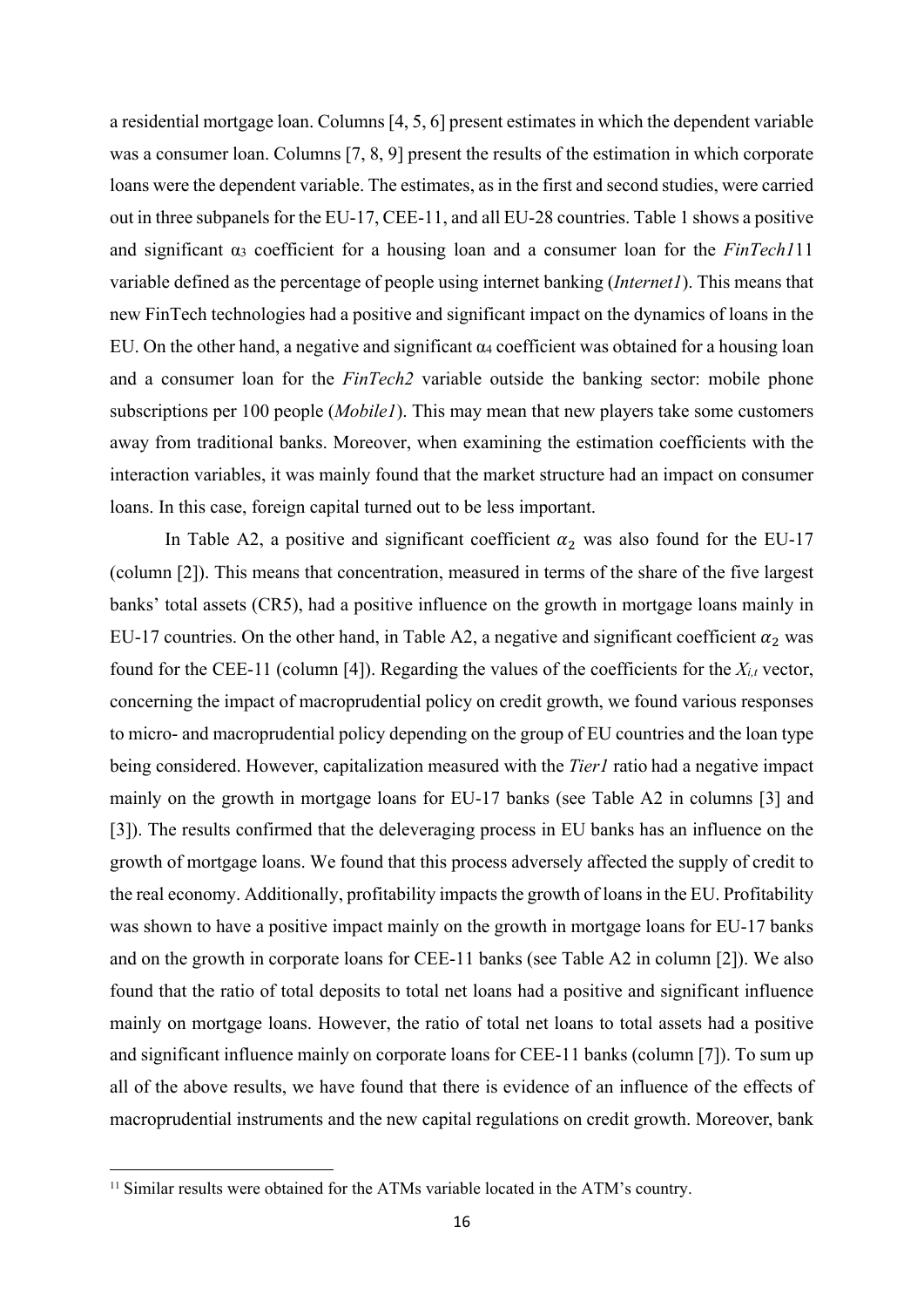a residential mortgage loan. Columns [4, 5, 6] present estimates in which the dependent variable was a consumer loan. Columns [7, 8, 9] present the results of the estimation in which corporate loans were the dependent variable. The estimates, as in the first and second studies, were carried out in three subpanels for the EU-17, CEE-11, and all EU-28 countries. Table 1 shows a positive and significant $\alpha_3$ coefficient for a housing loan and a consumer loan for the *FinTech1*[11] variable defined as the percentage of people using internet banking (*Internet1*). This means that new FinTech technologies had a positive and significant impact on the dynamics of loans in the EU. On the other hand, a negative and significant $\alpha_4$ coefficient was obtained for a housing loan and a consumer loan for the *FinTech2* variable outside the banking sector: mobile phone subscriptions per 100 people (*Mobile1*). This may mean that new players take some customers away from traditional banks. Moreover, when examining the estimation coefficients with the interaction variables, it was mainly found that the market structure had an impact on consumer loans. In this case, foreign capital turned out to be less important.

In Table A2, a positive and significant coefficient $\alpha_2$ was also found for the EU-17 (column [2]). This means that concentration, measured in terms of the share of the five largest banks' total assets (CR5), had a positive influence on the growth in mortgage loans mainly in EU-17 countries. On the other hand, in Table A2, a negative and significant coefficient $\alpha_2$ was found for the CEE-11 (column [4]). Regarding the values of the coefficients for the $X_{i,t}$ vector, concerning the impact of macroprudential policy on credit growth, we found various responses to micro- and macroprudential policy depending on the group of EU countries and the loan type being considered. However, capitalization measured with the *Tier1* ratio had a negative impact mainly on the growth in mortgage loans for EU-17 banks (see Table A2 in columns [3] and [3]). The results confirmed that the deleveraging process in EU banks has an influence on the growth of mortgage loans. We found that this process adversely affected the supply of credit to the real economy. Additionally, profitability impacts the growth of loans in the EU. Profitability was shown to have a positive impact mainly on the growth in mortgage loans for EU-17 banks and on the growth in corporate loans for CEE-11 banks (see Table A2 in column [2]). We also found that the ratio of total deposits to total net loans had a positive and significant influence mainly on mortgage loans. However, the ratio of total net loans to total assets had a positive and significant influence mainly on corporate loans for CEE-11 banks (column [7]). To sum up all of the above results, we have found that there is evidence of an influence of the effects of macroprudential instruments and the new capital regulations on credit growth. Moreover, bank

[11] Similar results were obtained for the ATMs variable located in the ATM's country.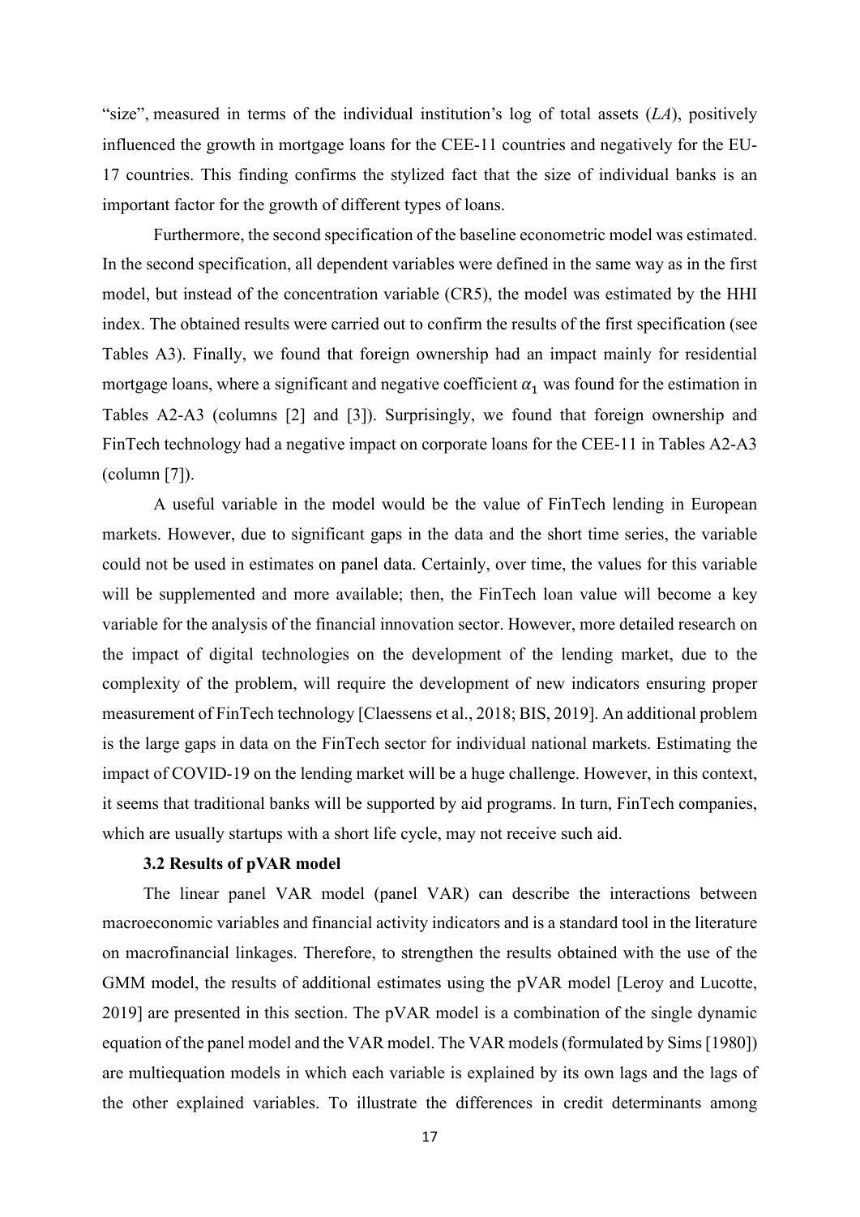"size", measured in terms of the individual institution's log of total assets (*LA*), positively influenced the growth in mortgage loans for the CEE-11 countries and negatively for the EU-17 countries. This finding confirms the stylized fact that the size of individual banks is an important factor for the growth of different types of loans.

Furthermore, the second specification of the baseline econometric model was estimated. In the second specification, all dependent variables were defined in the same way as in the first model, but instead of the concentration variable (CR5), the model was estimated by the HHI index. The obtained results were carried out to confirm the results of the first specification (see Tables A3). Finally, we found that foreign ownership had an impact mainly for residential mortgage loans, where a significant and negative coefficient $\alpha_1$ was found for the estimation in Tables A2-A3 (columns [2] and [3]). Surprisingly, we found that foreign ownership and FinTech technology had a negative impact on corporate loans for the CEE-11 in Tables A2-A3 (column [7]).

A useful variable in the model would be the value of FinTech lending in European markets. However, due to significant gaps in the data and the short time series, the variable could not be used in estimates on panel data. Certainly, over time, the values for this variable will be supplemented and more available; then, the FinTech loan value will become a key variable for the analysis of the financial innovation sector. However, more detailed research on the impact of digital technologies on the development of the lending market, due to the complexity of the problem, will require the development of new indicators ensuring proper measurement of FinTech technology [Claessens et al., 2018; BIS, 2019]. An additional problem is the large gaps in data on the FinTech sector for individual national markets. Estimating the impact of COVID-19 on the lending market will be a huge challenge. However, in this context, it seems that traditional banks will be supported by aid programs. In turn, FinTech companies, which are usually startups with a short life cycle, may not receive such aid.

### 3.2 Results of pVAR model

The linear panel VAR model (panel VAR) can describe the interactions between macroeconomic variables and financial activity indicators and is a standard tool in the literature on macrofinancial linkages. Therefore, to strengthen the results obtained with the use of the GMM model, the results of additional estimates using the pVAR model [Leroy and Lucotte, 2019] are presented in this section. The pVAR model is a combination of the single dynamic equation of the panel model and the VAR model. The VAR models (formulated by Sims [1980]) are multiequation models in which each variable is explained by its own lags and the lags of the other explained variables. To illustrate the differences in credit determinants among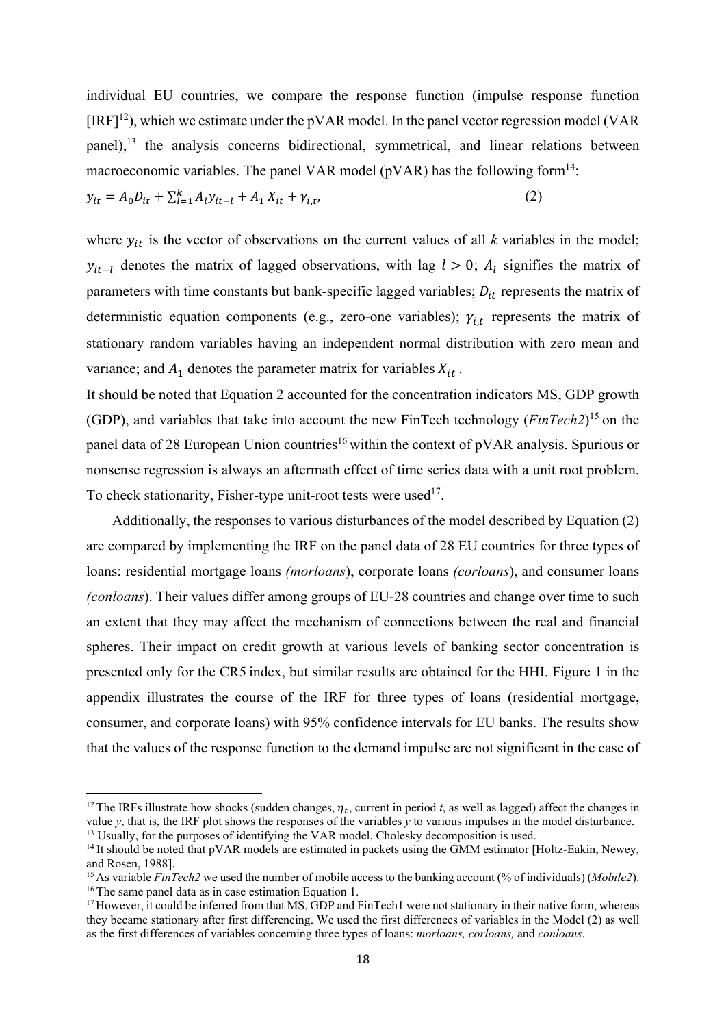individual EU countries, we compare the response function (impulse response function [IRF][12]), which we estimate under the pVAR model. In the panel vector regression model (VAR panel),[13] the analysis concerns bidirectional, symmetrical, and linear relations between macroeconomic variables. The panel VAR model (pVAR) has the following form[14]:

$$y_{it} = A_0 D_{it} + \sum_{l=1}^{k} A_l y_{it-l} + A_1 X_{it} + \gamma_{i,t}, \qquad (2)$$

where $y_{it}$ is the vector of observations on the current values of all $k$ variables in the model; $y_{it-l}$ denotes the matrix of lagged observations, with lag $l > 0$; $A_l$ signifies the matrix of parameters with time constants but bank-specific lagged variables; $D_{it}$ represents the matrix of deterministic equation components (e.g., zero-one variables); $\gamma_{i,t}$ represents the matrix of stationary random variables having an independent normal distribution with zero mean and variance; and $A_1$ denotes the parameter matrix for variables $X_{it}$.

It should be noted that Equation 2 accounted for the concentration indicators MS, GDP growth (GDP), and variables that take into account the new FinTech technology (*FinTech2*)[15] on the panel data of 28 European Union countries[16] within the context of pVAR analysis. Spurious or nonsense regression is always an aftermath effect of time series data with a unit root problem. To check stationarity, Fisher-type unit-root tests were used[17].

Additionally, the responses to various disturbances of the model described by Equation (2) are compared by implementing the IRF on the panel data of 28 EU countries for three types of loans: residential mortgage loans *(morloans*), corporate loans *(corloans*), and consumer loans *(conloans*). Their values differ among groups of EU-28 countries and change over time to such an extent that they may affect the mechanism of connections between the real and financial spheres. Their impact on credit growth at various levels of banking sector concentration is presented only for the CR5 index, but similar results are obtained for the HHI. Figure 1 in the appendix illustrates the course of the IRF for three types of loans (residential mortgage, consumer, and corporate loans) with 95% confidence intervals for EU banks. The results show that the values of the response function to the demand impulse are not significant in the case of

---

[12] The IRFs illustrate how shocks (sudden changes, $\eta_t$, current in period *t*, as well as lagged) affect the changes in value *y*, that is, the IRF plot shows the responses of the variables *y* to various impulses in the model disturbance.

[13] Usually, for the purposes of identifying the VAR model, Cholesky decomposition is used.

[14] It should be noted that pVAR models are estimated in packets using the GMM estimator [Holtz-Eakin, Newey, and Rosen, 1988].

[15] As variable *FinTech2* we used the number of mobile access to the banking account (% of individuals) (*Mobile2*).

[16] The same panel data as in case estimation Equation 1.

[17] However, it could be inferred from that MS, GDP and FinTech1 were not stationary in their native form, whereas they became stationary after first differencing. We used the first differences of variables in the Model (2) as well as the first differences of variables concerning three types of loans: *morloans, corloans,* and *conloans*.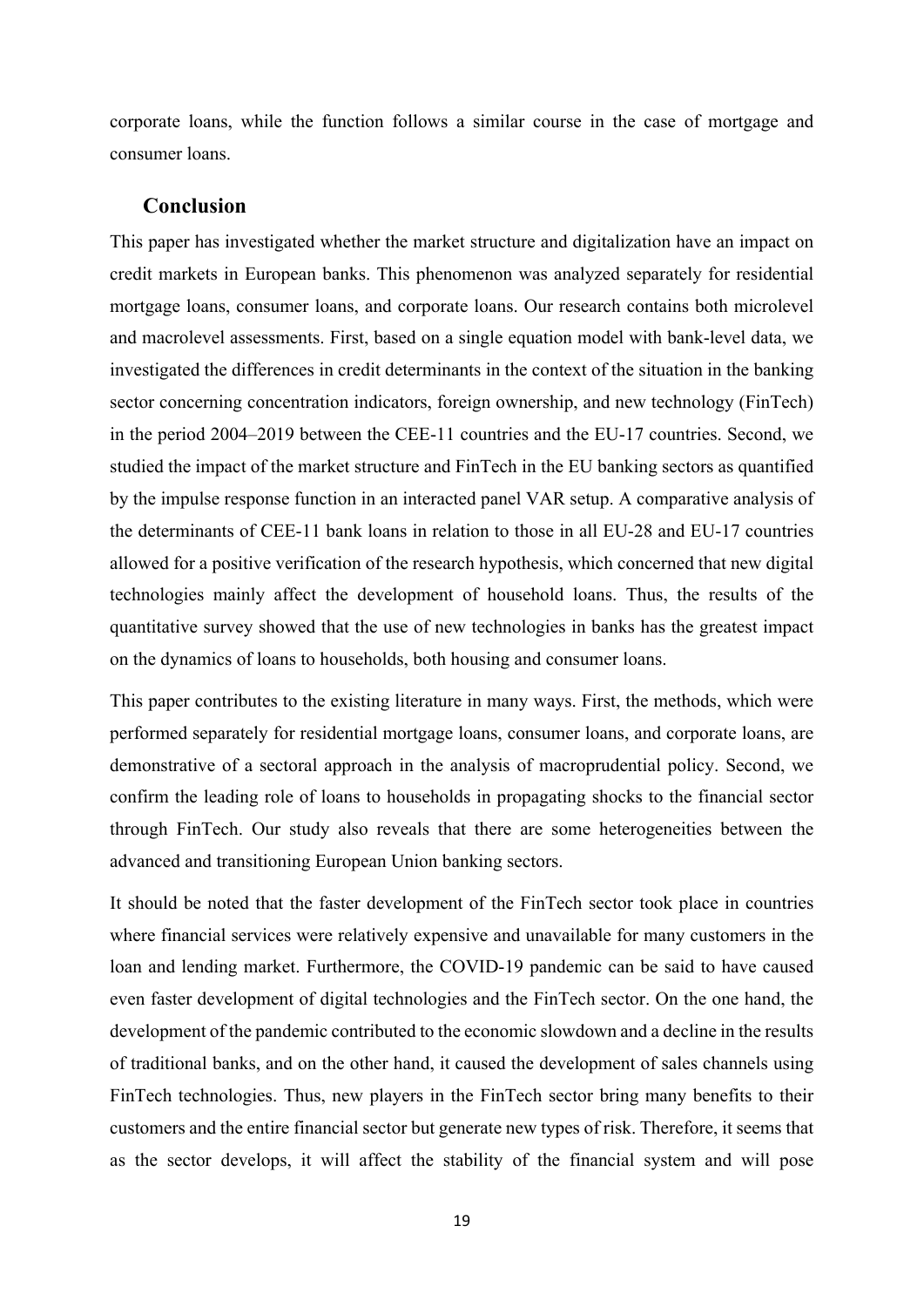corporate loans, while the function follows a similar course in the case of mortgage and consumer loans.

## Conclusion

This paper has investigated whether the market structure and digitalization have an impact on credit markets in European banks. This phenomenon was analyzed separately for residential mortgage loans, consumer loans, and corporate loans. Our research contains both microlevel and macrolevel assessments. First, based on a single equation model with bank-level data, we investigated the differences in credit determinants in the context of the situation in the banking sector concerning concentration indicators, foreign ownership, and new technology (FinTech) in the period 2004–2019 between the CEE-11 countries and the EU-17 countries. Second, we studied the impact of the market structure and FinTech in the EU banking sectors as quantified by the impulse response function in an interacted panel VAR setup. A comparative analysis of the determinants of CEE-11 bank loans in relation to those in all EU-28 and EU-17 countries allowed for a positive verification of the research hypothesis, which concerned that new digital technologies mainly affect the development of household loans. Thus, the results of the quantitative survey showed that the use of new technologies in banks has the greatest impact on the dynamics of loans to households, both housing and consumer loans.

This paper contributes to the existing literature in many ways. First, the methods, which were performed separately for residential mortgage loans, consumer loans, and corporate loans, are demonstrative of a sectoral approach in the analysis of macroprudential policy. Second, we confirm the leading role of loans to households in propagating shocks to the financial sector through FinTech. Our study also reveals that there are some heterogeneities between the advanced and transitioning European Union banking sectors.

It should be noted that the faster development of the FinTech sector took place in countries where financial services were relatively expensive and unavailable for many customers in the loan and lending market. Furthermore, the COVID-19 pandemic can be said to have caused even faster development of digital technologies and the FinTech sector. On the one hand, the development of the pandemic contributed to the economic slowdown and a decline in the results of traditional banks, and on the other hand, it caused the development of sales channels using FinTech technologies. Thus, new players in the FinTech sector bring many benefits to their customers and the entire financial sector but generate new types of risk. Therefore, it seems that as the sector develops, it will affect the stability of the financial system and will pose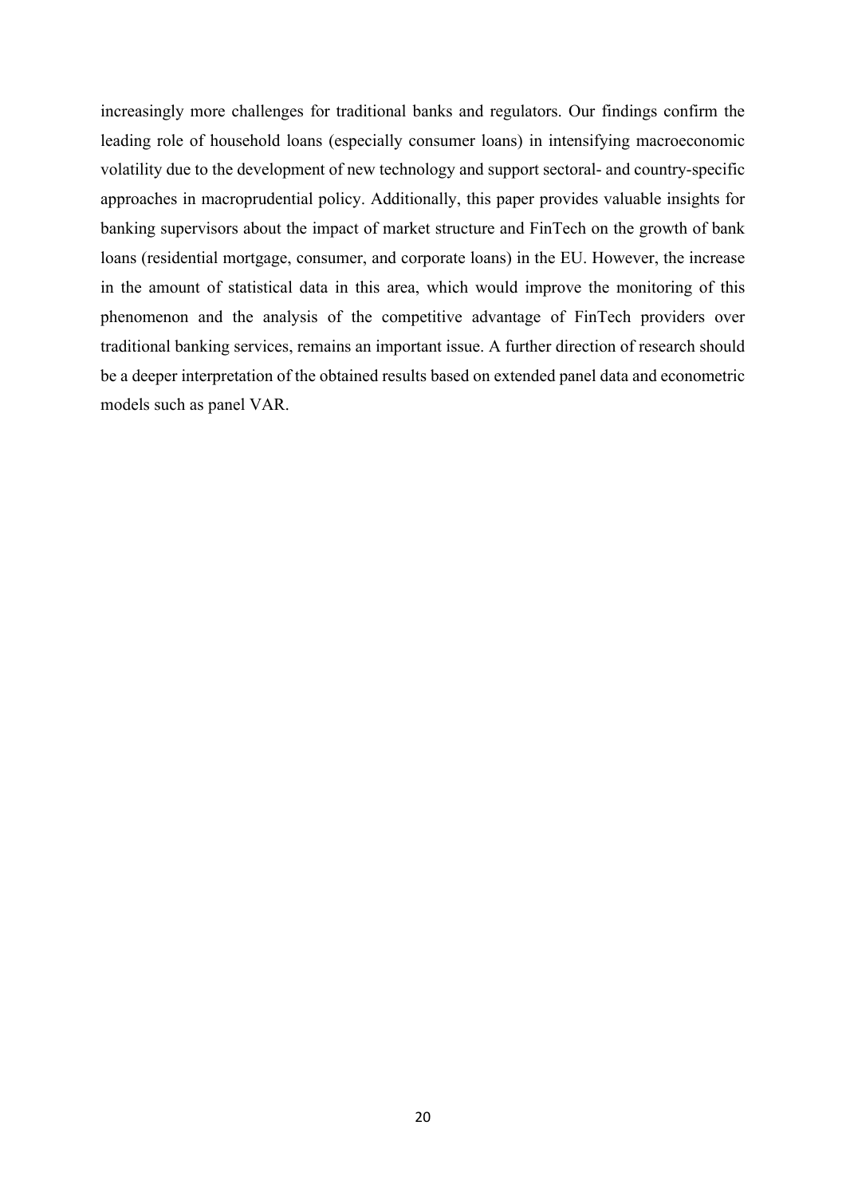increasingly more challenges for traditional banks and regulators. Our findings confirm the leading role of household loans (especially consumer loans) in intensifying macroeconomic volatility due to the development of new technology and support sectoral- and country-specific approaches in macroprudential policy. Additionally, this paper provides valuable insights for banking supervisors about the impact of market structure and FinTech on the growth of bank loans (residential mortgage, consumer, and corporate loans) in the EU. However, the increase in the amount of statistical data in this area, which would improve the monitoring of this phenomenon and the analysis of the competitive advantage of FinTech providers over traditional banking services, remains an important issue. A further direction of research should be a deeper interpretation of the obtained results based on extended panel data and econometric models such as panel VAR.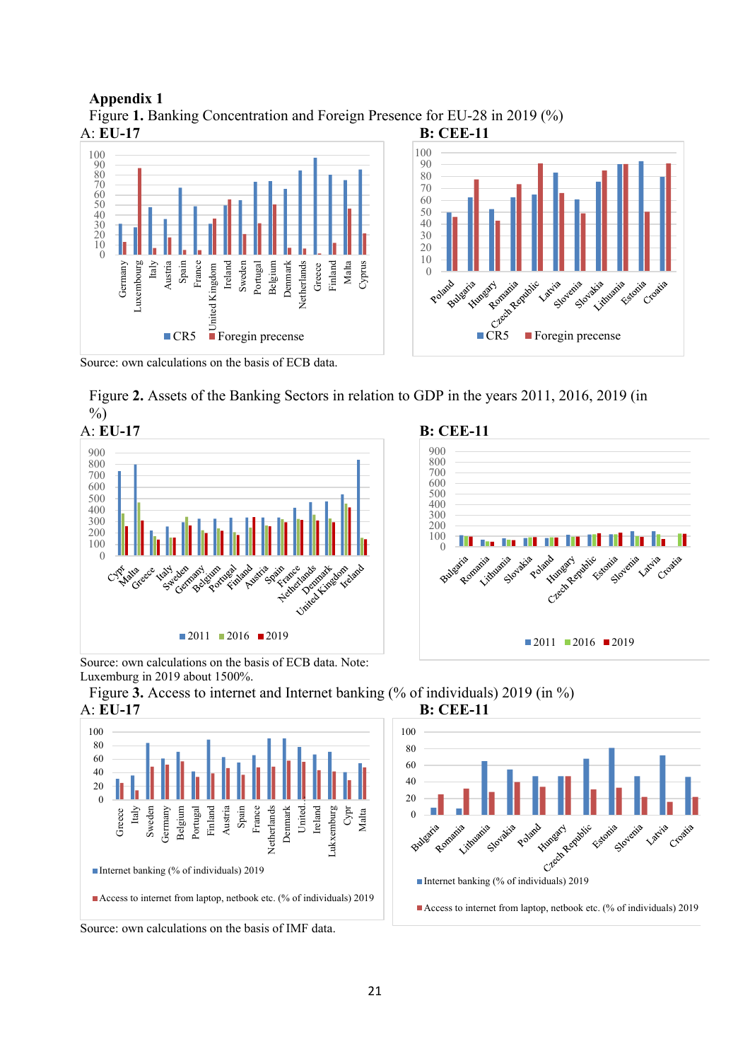## Appendix 1

Figure **1.** Banking Concentration and Foreign Presence for EU-28 in 2019 (%)

A: **EU-17**

B: **CEE-11**

Source: own calculations on the basis of ECB data.

Figure **2.** Assets of the Banking Sectors in relation to GDP in the years 2011, 2016, 2019 (in %)

A: **EU-17**

B: **CEE-11**

Source: own calculations on the basis of ECB data. Note: Luxemburg in 2019 about 1500%.

Figure **3.** Access to internet and Internet banking (% of individuals) 2019 (in %)

A: **EU-17**

B: **CEE-11**

Source: own calculations on the basis of IMF data.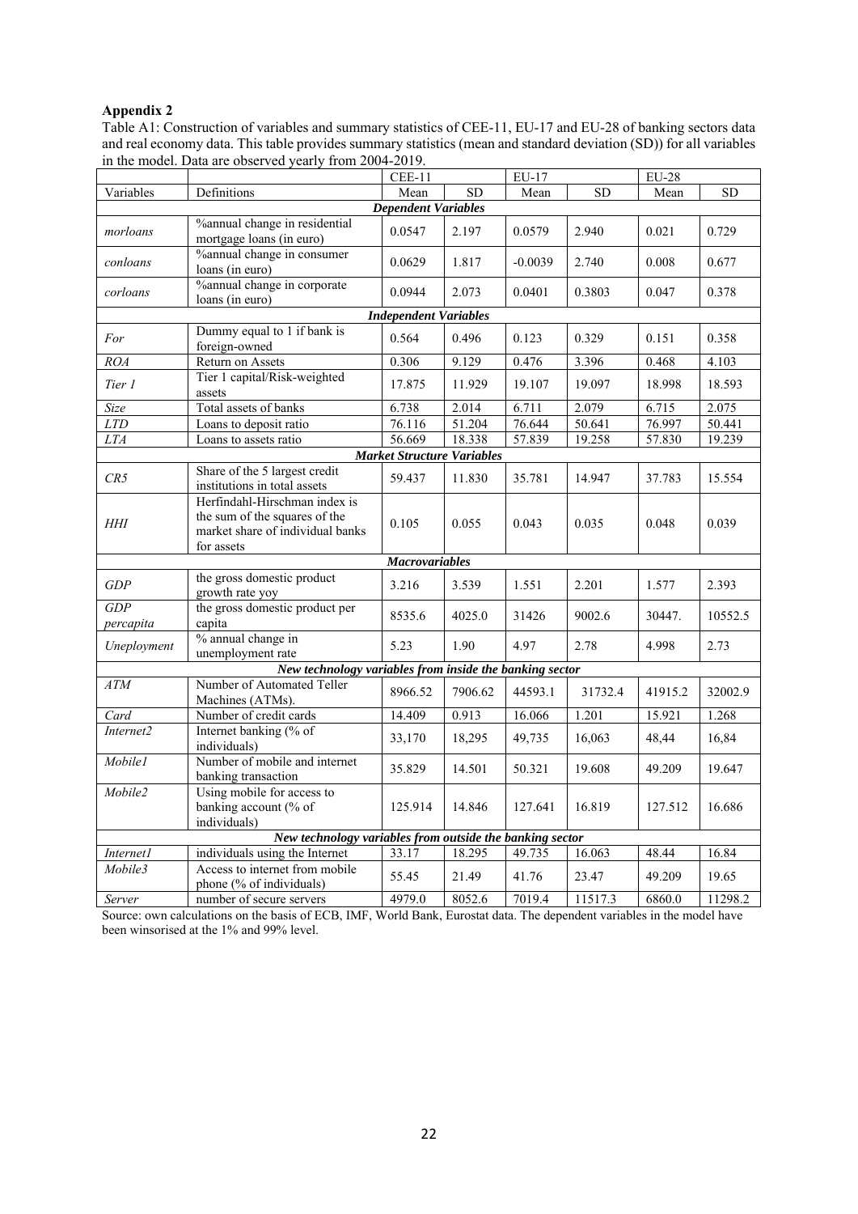**Appendix 2**

Table A1: Construction of variables and summary statistics of CEE-11, EU-17 and EU-28 of banking sectors data and real economy data. This table provides summary statistics (mean and standard deviation (SD)) for all variables in the model. Data are observed yearly from 2004-2019.

| | | CEE-11 | | EU-17 | | EU-28 | |
|---|---|---|---|---|---|---|---|
| Variables | Definitions | Mean | SD | Mean | SD | Mean | SD |
| ***Dependent Variables*** | | | | | | | |
| *morloans* | %annual change in residential mortgage loans (in euro) | 0.0547 | 2.197 | 0.0579 | 2.940 | 0.021 | 0.729 |
| *conloans* | %annual change in consumer loans (in euro) | 0.0629 | 1.817 | -0.0039 | 2.740 | 0.008 | 0.677 |
| *corloans* | %annual change in corporate loans (in euro) | 0.0944 | 2.073 | 0.0401 | 0.3803 | 0.047 | 0.378 |
| ***Independent Variables*** | | | | | | | |
| *For* | Dummy equal to 1 if bank is foreign-owned | 0.564 | 0.496 | 0.123 | 0.329 | 0.151 | 0.358 |
| *ROA* | Return on Assets | 0.306 | 9.129 | 0.476 | 3.396 | 0.468 | 4.103 |
| *Tier 1* | Tier 1 capital/Risk-weighted assets | 17.875 | 11.929 | 19.107 | 19.097 | 18.998 | 18.593 |
| *Size* | Total assets of banks | 6.738 | 2.014 | 6.711 | 2.079 | 6.715 | 2.075 |
| *LTD* | Loans to deposit ratio | 76.116 | 51.204 | 76.644 | 50.641 | 76.997 | 50.441 |
| *LTA* | Loans to assets ratio | 56.669 | 18.338 | 57.839 | 19.258 | 57.830 | 19.239 |
| ***Market Structure Variables*** | | | | | | | |
| *CR5* | Share of the 5 largest credit institutions in total assets | 59.437 | 11.830 | 35.781 | 14.947 | 37.783 | 15.554 |
| *HHI* | Herfindahl-Hirschman index is the sum of the squares of the market share of individual banks for assets | 0.105 | 0.055 | 0.043 | 0.035 | 0.048 | 0.039 |
| ***Macrovariables*** | | | | | | | |
| *GDP* | the gross domestic product growth rate yoy | 3.216 | 3.539 | 1.551 | 2.201 | 1.577 | 2.393 |
| *GDP percapita* | the gross domestic product per capita | 8535.6 | 4025.0 | 31426 | 9002.6 | 30447. | 10552.5 |
| *Uneployment* | % annual change in unemployment rate | 5.23 | 1.90 | 4.97 | 2.78 | 4.998 | 2.73 |
| ***New technology variables from inside the banking sector*** | | | | | | | |
| *ATM* | Number of Automated Teller Machines (ATMs). | 8966.52 | 7906.62 | 44593.1 | 31732.4 | 41915.2 | 32002.9 |
| *Card* | Number of credit cards | 14.409 | 0.913 | 16.066 | 1.201 | 15.921 | 1.268 |
| *Internet2* | Internet banking (% of individuals) | 33,170 | 18,295 | 49,735 | 16,063 | 48,44 | 16,84 |
| *Mobile1* | Number of mobile and internet banking transaction | 35.829 | 14.501 | 50.321 | 19.608 | 49.209 | 19.647 |
| *Mobile2* | Using mobile for access to banking account (% of individuals) | 125.914 | 14.846 | 127.641 | 16.819 | 127.512 | 16.686 |
| ***New technology variables from outside the banking sector*** | | | | | | | |
| *Internet1* | individuals using the Internet | 33.17 | 18.295 | 49.735 | 16.063 | 48.44 | 16.84 |
| *Mobile3* | Access to internet from mobile phone (% of individuals) | 55.45 | 21.49 | 41.76 | 23.47 | 49.209 | 19.65 |
| *Server* | number of secure servers | 4979.0 | 8052.6 | 7019.4 | 11517.3 | 6860.0 | 11298.2 |

Source: own calculations on the basis of ECB, IMF, World Bank, Eurostat data. The dependent variables in the model have been winsorised at the 1% and 99% level.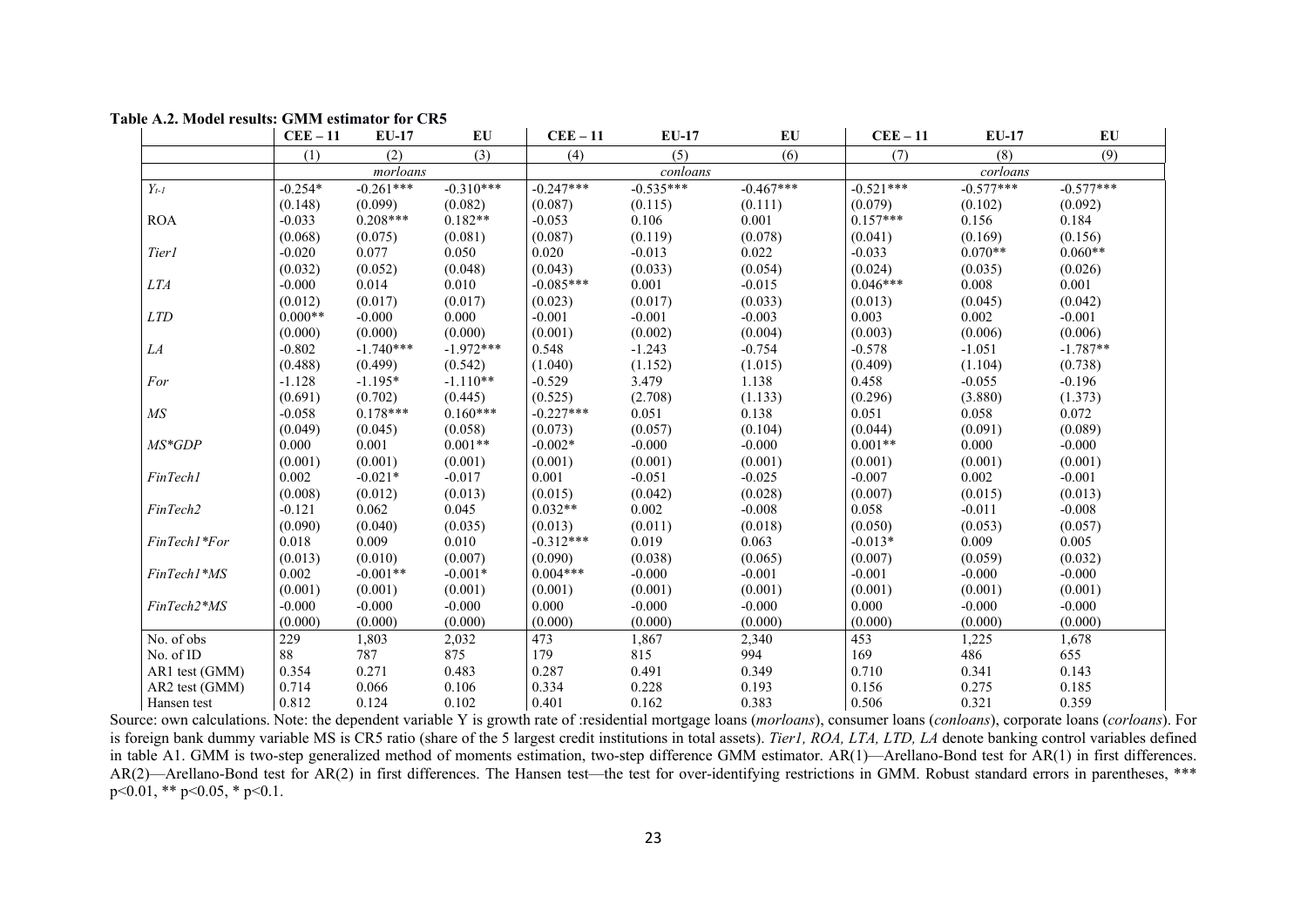**Table A.2. Model results: GMM estimator for CR5**

| | CEE – 11 | EU-17 | EU | CEE – 11 | EU-17 | EU | CEE – 11 | EU-17 | EU |
|---|---|---|---|---|---|---|---|---|---|
| | (1) | (2) | (3) | (4) | (5) | (6) | (7) | (8) | (9) |
| | | *morloans* | | | *conloans* | | | *corloans* | |
| $Y_{t-1}$ | -0.254* | -0.261*** | -0.310*** | -0.247*** | -0.535*** | -0.467*** | -0.521*** | -0.577*** | -0.577*** |
| | (0.148) | (0.099) | (0.082) | (0.087) | (0.115) | (0.111) | (0.079) | (0.102) | (0.092) |
| ROA | -0.033 | 0.208*** | 0.182** | -0.053 | 0.106 | 0.001 | 0.157*** | 0.156 | 0.184 |
| | (0.068) | (0.075) | (0.081) | (0.087) | (0.119) | (0.078) | (0.041) | (0.169) | (0.156) |
| *Tier1* | -0.020 | 0.077 | 0.050 | 0.020 | -0.013 | 0.022 | -0.033 | 0.070** | 0.060** |
| | (0.032) | (0.052) | (0.048) | (0.043) | (0.033) | (0.054) | (0.024) | (0.035) | (0.026) |
| *LTA* | -0.000 | 0.014 | 0.010 | -0.085*** | 0.001 | -0.015 | 0.046*** | 0.008 | 0.001 |
| | (0.012) | (0.017) | (0.017) | (0.023) | (0.017) | (0.033) | (0.013) | (0.045) | (0.042) |
| *LTD* | 0.000** | -0.000 | 0.000 | -0.001 | -0.001 | -0.003 | 0.003 | 0.002 | -0.001 |
| | (0.000) | (0.000) | (0.000) | (0.001) | (0.002) | (0.004) | (0.003) | (0.006) | (0.006) |
| *LA* | -0.802 | -1.740*** | -1.972*** | 0.548 | -1.243 | -0.754 | -0.578 | -1.051 | -1.787** |
| | (0.488) | (0.499) | (0.542) | (1.040) | (1.152) | (1.015) | (0.409) | (1.104) | (0.738) |
| *For* | -1.128 | -1.195* | -1.110** | -0.529 | 3.479 | 1.138 | 0.458 | -0.055 | -0.196 |
| | (0.691) | (0.702) | (0.445) | (0.525) | (2.708) | (1.133) | (0.296) | (3.880) | (1.373) |
| *MS* | -0.058 | 0.178*** | 0.160*** | -0.227*** | 0.051 | 0.138 | 0.051 | 0.058 | 0.072 |
| | (0.049) | (0.045) | (0.058) | (0.073) | (0.057) | (0.104) | (0.044) | (0.091) | (0.089) |
| *MS\*GDP* | 0.000 | 0.001 | 0.001** | -0.002* | -0.000 | -0.000 | 0.001** | 0.000 | -0.000 |
| | (0.001) | (0.001) | (0.001) | (0.001) | (0.001) | (0.001) | (0.001) | (0.001) | (0.001) |
| *FinTech1* | 0.002 | -0.021* | -0.017 | 0.001 | -0.051 | -0.025 | -0.007 | 0.002 | -0.001 |
| | (0.008) | (0.012) | (0.013) | (0.015) | (0.042) | (0.028) | (0.007) | (0.015) | (0.013) |
| *FinTech2* | -0.121 | 0.062 | 0.045 | 0.032** | 0.002 | -0.008 | 0.058 | -0.011 | -0.008 |
| | (0.090) | (0.040) | (0.035) | (0.013) | (0.011) | (0.018) | (0.050) | (0.053) | (0.057) |
| *FinTech1\*For* | 0.018 | 0.009 | 0.010 | -0.312*** | 0.019 | 0.063 | -0.013* | 0.009 | 0.005 |
| | (0.013) | (0.010) | (0.007) | (0.090) | (0.038) | (0.065) | (0.007) | (0.059) | (0.032) |
| *FinTech1\*MS* | 0.002 | -0.001** | -0.001* | 0.004*** | -0.000 | -0.001 | -0.001 | -0.000 | -0.000 |
| | (0.001) | (0.001) | (0.001) | (0.001) | (0.001) | (0.001) | (0.001) | (0.001) | (0.001) |
| *FinTech2\*MS* | -0.000 | -0.000 | -0.000 | 0.000 | -0.000 | -0.000 | 0.000 | -0.000 | -0.000 |
| | (0.000) | (0.000) | (0.000) | (0.000) | (0.000) | (0.000) | (0.000) | (0.000) | (0.000) |
| No. of obs | 229 | 1,803 | 2,032 | 473 | 1,867 | 2,340 | 453 | 1,225 | 1,678 |
| No. of ID | 88 | 787 | 875 | 179 | 815 | 994 | 169 | 486 | 655 |
| AR1 test (GMM) | 0.354 | 0.271 | 0.483 | 0.287 | 0.491 | 0.349 | 0.710 | 0.341 | 0.143 |
| AR2 test (GMM) | 0.714 | 0.066 | 0.106 | 0.334 | 0.228 | 0.193 | 0.156 | 0.275 | 0.185 |
| Hansen test | 0.812 | 0.124 | 0.102 | 0.401 | 0.162 | 0.383 | 0.506 | 0.321 | 0.359 |

Source: own calculations. Note: the dependent variable Y is growth rate of :residential mortgage loans (*morloans*), consumer loans (*conloans*), corporate loans (*corloans*). For is foreign bank dummy variable MS is CR5 ratio (share of the 5 largest credit institutions in total assets). *Tier1, ROA, LTA, LTD, LA* denote banking control variables defined in table A1. GMM is two-step generalized method of moments estimation, two-step difference GMM estimator. AR(1)—Arellano-Bond test for AR(1) in first differences. AR(2)—Arellano-Bond test for AR(2) in first differences. The Hansen test—the test for over-identifying restrictions in GMM. Robust standard errors in parentheses, *** $p<0.01$, ** $p<0.05$, * $p<0.1$.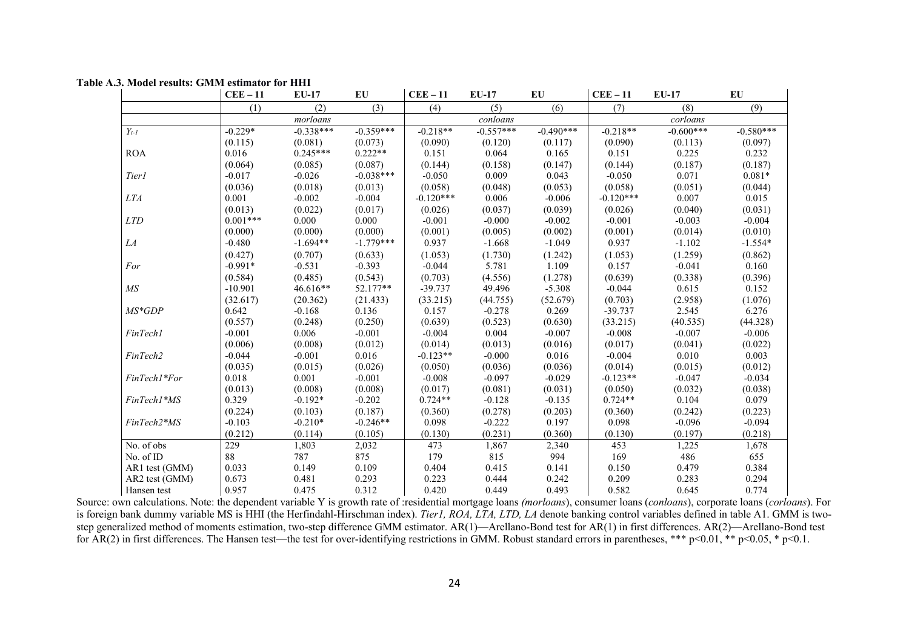**Table A.3. Model results: GMM estimator for HHI**

| | CEE – 11 | EU-17 | EU | CEE – 11 | EU-17 | EU | CEE – 11 | EU-17 | EU |
|---|---|---|---|---|---|---|---|---|---|
| | (1) | (2) | (3) | (4) | (5) | (6) | (7) | (8) | (9) |
| | | *morloans* | | | *conloans* | | | *corloans* | |
| $Y_{t-1}$ | -0.229* | -0.338*** | -0.359*** | -0.218** | -0.557*** | -0.490*** | -0.218** | -0.600*** | -0.580*** |
| | (0.115) | (0.081) | (0.073) | (0.090) | (0.120) | (0.117) | (0.090) | (0.113) | (0.097) |
| ROA | 0.016 | 0.245*** | 0.222** | 0.151 | 0.064 | 0.165 | 0.151 | 0.225 | 0.232 |
| | (0.064) | (0.085) | (0.087) | (0.144) | (0.158) | (0.147) | (0.144) | (0.187) | (0.187) |
| *Tier1* | -0.017 | -0.026 | -0.038*** | -0.050 | 0.009 | 0.043 | -0.050 | 0.071 | 0.081* |
| | (0.036) | (0.018) | (0.013) | (0.058) | (0.048) | (0.053) | (0.058) | (0.051) | (0.044) |
| *LTA* | 0.001 | -0.002 | -0.004 | -0.120*** | 0.006 | -0.006 | -0.120*** | 0.007 | 0.015 |
| | (0.013) | (0.022) | (0.017) | (0.026) | (0.037) | (0.039) | (0.026) | (0.040) | (0.031) |
| *LTD* | 0.001*** | 0.000 | 0.000 | -0.001 | -0.000 | -0.002 | -0.001 | -0.003 | -0.004 |
| | (0.000) | (0.000) | (0.000) | (0.001) | (0.005) | (0.002) | (0.001) | (0.014) | (0.010) |
| *LA* | -0.480 | -1.694** | -1.779*** | 0.937 | -1.668 | -1.049 | 0.937 | -1.102 | -1.554* |
| | (0.427) | (0.707) | (0.633) | (1.053) | (1.730) | (1.242) | (1.053) | (1.259) | (0.862) |
| *For* | -0.991* | -0.531 | -0.393 | -0.044 | 5.781 | 1.109 | 0.157 | -0.041 | 0.160 |
| | (0.584) | (0.485) | (0.543) | (0.703) | (4.556) | (1.278) | (0.639) | (0.338) | (0.396) |
| *MS* | -10.901 | 46.616** | 52.177** | -39.737 | 49.496 | -5.308 | -0.044 | 0.615 | 0.152 |
| | (32.617) | (20.362) | (21.433) | (33.215) | (44.755) | (52.679) | (0.703) | (2.958) | (1.076) |
| *MS\*GDP* | 0.642 | -0.168 | 0.136 | 0.157 | -0.278 | 0.269 | -39.737 | 2.545 | 6.276 |
| | (0.557) | (0.248) | (0.250) | (0.639) | (0.523) | (0.630) | (33.215) | (40.535) | (44.328) |
| *FinTech1* | -0.001 | 0.006 | -0.001 | -0.004 | 0.004 | -0.007 | -0.008 | -0.007 | -0.006 |
| | (0.006) | (0.008) | (0.012) | (0.014) | (0.013) | (0.016) | (0.017) | (0.041) | (0.022) |
| *FinTech2* | -0.044 | -0.001 | 0.016 | -0.123** | -0.000 | 0.016 | -0.004 | 0.010 | 0.003 |
| | (0.035) | (0.015) | (0.026) | (0.050) | (0.036) | (0.036) | (0.014) | (0.015) | (0.012) |
| *FinTech1\*For* | 0.018 | 0.001 | -0.001 | -0.008 | -0.097 | -0.029 | -0.123** | -0.047 | -0.034 |
| | (0.013) | (0.008) | (0.008) | (0.017) | (0.081) | (0.031) | (0.050) | (0.032) | (0.038) |
| *FinTech1\*MS* | 0.329 | -0.192* | -0.202 | 0.724** | -0.128 | -0.135 | 0.724** | 0.104 | 0.079 |
| | (0.224) | (0.103) | (0.187) | (0.360) | (0.278) | (0.203) | (0.360) | (0.242) | (0.223) |
| *FinTech2\*MS* | -0.103 | -0.210* | -0.246** | 0.098 | -0.222 | 0.197 | 0.098 | -0.096 | -0.094 |
| | (0.212) | (0.114) | (0.105) | (0.130) | (0.231) | (0.360) | (0.130) | (0.197) | (0.218) |
| No. of obs | 229 | 1,803 | 2,032 | 473 | 1,867 | 2,340 | 453 | 1,225 | 1,678 |
| No. of ID | 88 | 787 | 875 | 179 | 815 | 994 | 169 | 486 | 655 |
| AR1 test (GMM) | 0.033 | 0.149 | 0.109 | 0.404 | 0.415 | 0.141 | 0.150 | 0.479 | 0.384 |
| AR2 test (GMM) | 0.673 | 0.481 | 0.293 | 0.223 | 0.444 | 0.242 | 0.209 | 0.283 | 0.294 |
| Hansen test | 0.957 | 0.475 | 0.312 | 0.420 | 0.449 | 0.493 | 0.582 | 0.645 | 0.774 |

Source: own calculations. Note: the dependent variable Y is growth rate of :residential mortgage loans *(morloans*), consumer loans (*conloans*), corporate loans (*corloans*). For is foreign bank dummy variable MS is HHI (the Herfindahl-Hirschman index). *Tier1, ROA, LTA, LTD, LA* denote banking control variables defined in table A1. GMM is two-step generalized method of moments estimation, two-step difference GMM estimator. AR(1)—Arellano-Bond test for AR(1) in first differences. AR(2)—Arellano-Bond test for AR(2) in first differences. The Hansen test—the test for over-identifying restrictions in GMM. Robust standard errors in parentheses, *** $p<0.01$, ** $p<0.05$, * $p<0.1$.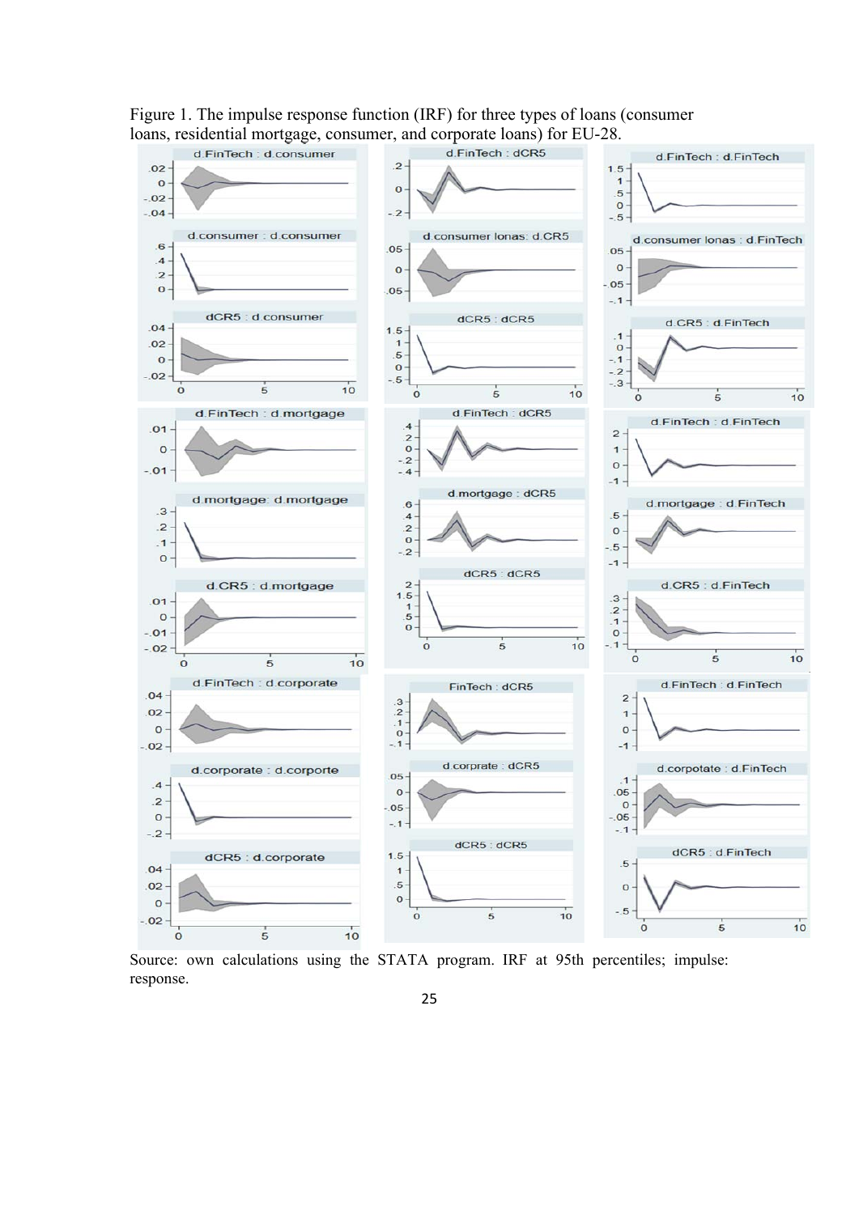Figure 1. The impulse response function (IRF) for three types of loans (consumer loans, residential mortgage, consumer, and corporate loans) for EU-28.

Source: own calculations using the STATA program. IRF at 95th percentiles; impulse: response.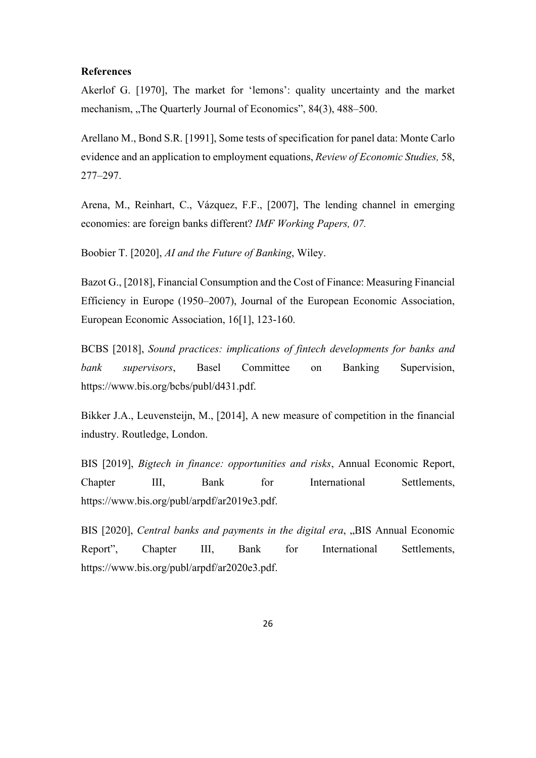**References**

Akerlof G. [1970], The market for 'lemons': quality uncertainty and the market mechanism, „The Quarterly Journal of Economics", 84(3), 488–500.

Arellano M., Bond S.R. [1991], Some tests of specification for panel data: Monte Carlo evidence and an application to employment equations, *Review of Economic Studies,* 58, 277–297.

Arena, M., Reinhart, C., Vázquez, F.F., [2007], The lending channel in emerging economies: are foreign banks different? *IMF Working Papers, 07.*

Boobier T. [2020], *AI and the Future of Banking*, Wiley.

Bazot G., [2018], Financial Consumption and the Cost of Finance: Measuring Financial Efficiency in Europe (1950–2007), Journal of the European Economic Association, European Economic Association, 16[1], 123-160.

BCBS [2018], *Sound practices: implications of fintech developments for banks and bank supervisors*, Basel Committee on Banking Supervision, https://www.bis.org/bcbs/publ/d431.pdf.

Bikker J.A., Leuvensteijn, M., [2014], A new measure of competition in the financial industry. Routledge, London.

BIS [2019], *Bigtech in finance: opportunities and risks*, Annual Economic Report, Chapter III, Bank for International Settlements, https://www.bis.org/publ/arpdf/ar2019e3.pdf.

BIS [2020], *Central banks and payments in the digital era*, „BIS Annual Economic Report", Chapter III, Bank for International Settlements, https://www.bis.org/publ/arpdf/ar2020e3.pdf.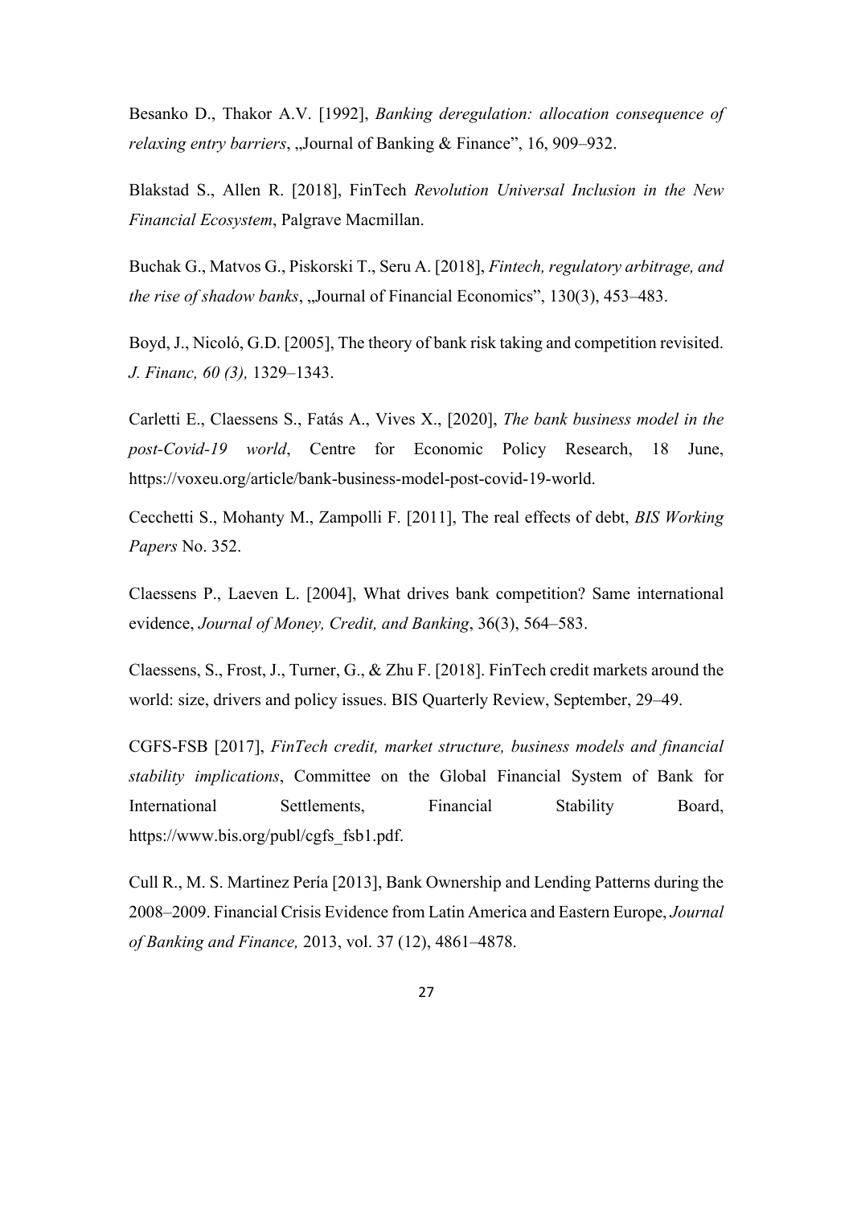Besanko D., Thakor A.V. [1992], *Banking deregulation: allocation consequence of relaxing entry barriers*, „Journal of Banking & Finance", 16, 909–932.

Blakstad S., Allen R. [2018], FinTech *Revolution Universal Inclusion in the New Financial Ecosystem*, Palgrave Macmillan.

Buchak G., Matvos G., Piskorski T., Seru A. [2018], *Fintech, regulatory arbitrage, and the rise of shadow banks*, „Journal of Financial Economics", 130(3), 453–483.

Boyd, J., Nicoló, G.D. [2005], The theory of bank risk taking and competition revisited. *J. Financ, 60 (3),* 1329–1343.

Carletti E., Claessens S., Fatás A., Vives X., [2020], *The bank business model in the post-Covid-19 world*, Centre for Economic Policy Research, 18 June, https://voxeu.org/article/bank-business-model-post-covid-19-world.

Cecchetti S., Mohanty M., Zampolli F. [2011], The real effects of debt, *BIS Working Papers* No. 352.

Claessens P., Laeven L. [2004], What drives bank competition? Same international evidence, *Journal of Money, Credit, and Banking*, 36(3), 564–583.

Claessens, S., Frost, J., Turner, G., & Zhu F. [2018]. FinTech credit markets around the world: size, drivers and policy issues. BIS Quarterly Review, September, 29–49.

CGFS-FSB [2017], *FinTech credit, market structure, business models and financial stability implications*, Committee on the Global Financial System of Bank for International Settlements, Financial Stability Board, https://www.bis.org/publ/cgfs_fsb1.pdf.

Cull R., M. S. Martinez Pería [2013], Bank Ownership and Lending Patterns during the 2008–2009. Financial Crisis Evidence from Latin America and Eastern Europe, *Journal of Banking and Finance,* 2013, vol. 37 (12), 4861–4878.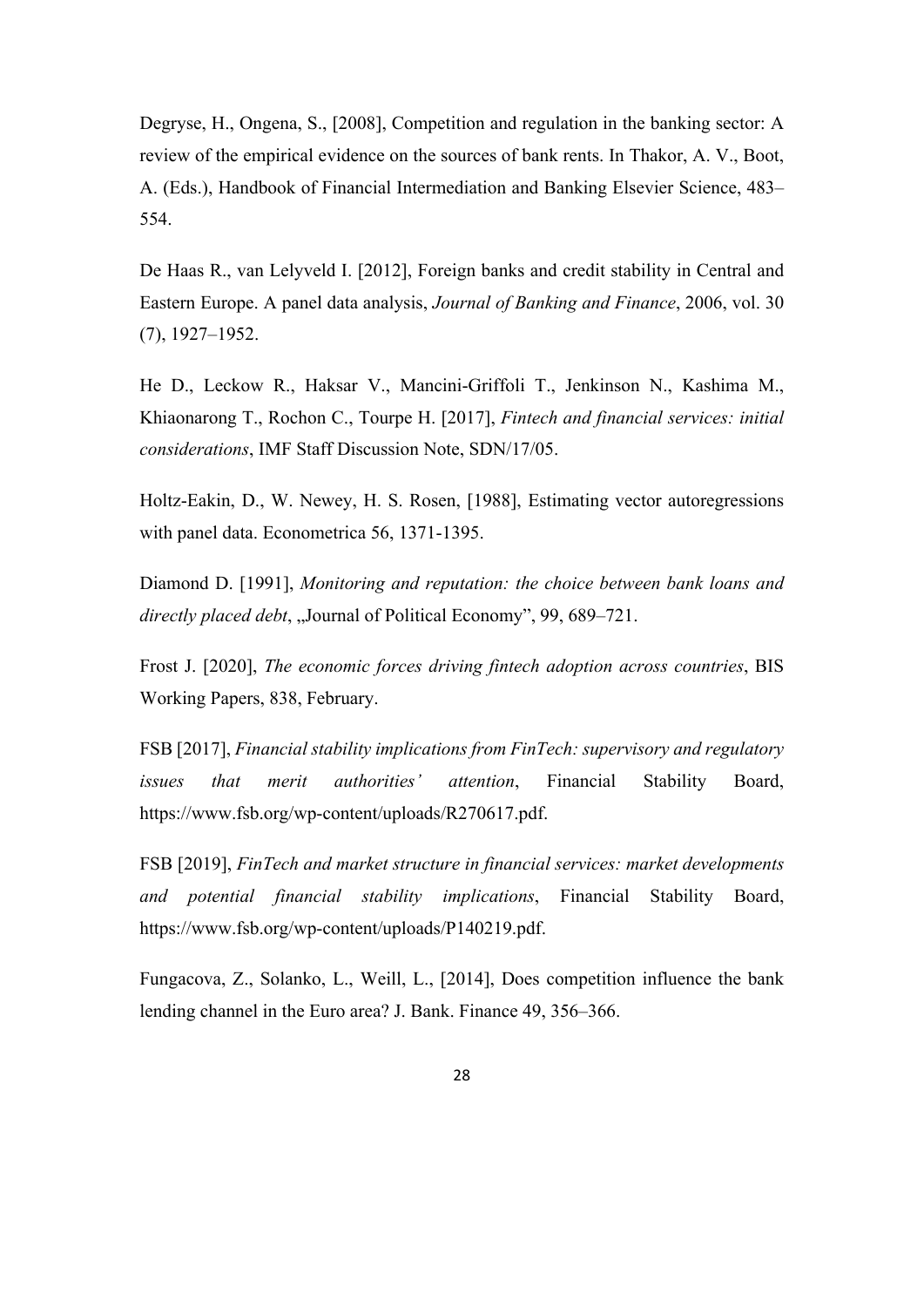Degryse, H., Ongena, S., [2008], Competition and regulation in the banking sector: A review of the empirical evidence on the sources of bank rents. In Thakor, A. V., Boot, A. (Eds.), Handbook of Financial Intermediation and Banking Elsevier Science, 483–554.

De Haas R., van Lelyveld I. [2012], Foreign banks and credit stability in Central and Eastern Europe. A panel data analysis, *Journal of Banking and Finance*, 2006, vol. 30 (7), 1927–1952.

He D., Leckow R., Haksar V., Mancini-Griffoli T., Jenkinson N., Kashima M., Khiaonarong T., Rochon C., Tourpe H. [2017], *Fintech and financial services: initial considerations*, IMF Staff Discussion Note, SDN/17/05.

Holtz-Eakin, D., W. Newey, H. S. Rosen, [1988], Estimating vector autoregressions with panel data. Econometrica 56, 1371-1395.

Diamond D. [1991], *Monitoring and reputation: the choice between bank loans and directly placed debt*, „Journal of Political Economy", 99, 689–721.

Frost J. [2020], *The economic forces driving fintech adoption across countries*, BIS Working Papers, 838, February.

FSB [2017], *Financial stability implications from FinTech: supervisory and regulatory issues that merit authorities' attention*, Financial Stability Board, https://www.fsb.org/wp-content/uploads/R270617.pdf.

FSB [2019], *FinTech and market structure in financial services: market developments and potential financial stability implications*, Financial Stability Board, https://www.fsb.org/wp-content/uploads/P140219.pdf.

Fungacova, Z., Solanko, L., Weill, L., [2014], Does competition influence the bank lending channel in the Euro area? J. Bank. Finance 49, 356–366.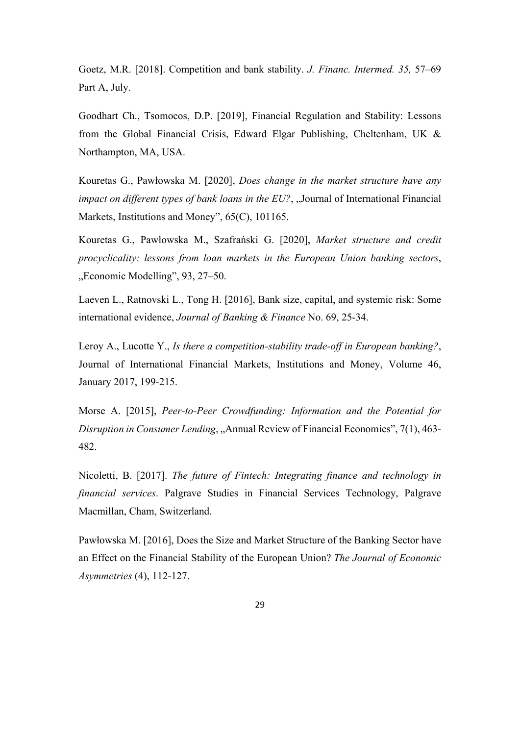Goetz, M.R. [2018]. Competition and bank stability. *J. Financ. Intermed. 35,* 57–69 Part A, July.

Goodhart Ch., Tsomocos, D.P. [2019], Financial Regulation and Stability: Lessons from the Global Financial Crisis, Edward Elgar Publishing, Cheltenham, UK & Northampton, MA, USA.

Kouretas G., Pawłowska M. [2020], *Does change in the market structure have any impact on different types of bank loans in the EU?*, „Journal of International Financial Markets, Institutions and Money", 65(C), 101165.

Kouretas G., Pawłowska M., Szafrański G. [2020], *Market structure and credit procyclicality: lessons from loan markets in the European Union banking sectors*, „Economic Modelling", 93, 27–50.

Laeven L., Ratnovski L., Tong H. [2016], Bank size, capital, and systemic risk: Some international evidence, *Journal of Banking & Finance* No. 69, 25-34.

Leroy A., Lucotte Y., *Is there a competition-stability trade-off in European banking?*, Journal of International Financial Markets, Institutions and Money, Volume 46, January 2017, 199-215.

Morse A. [2015], *Peer-to-Peer Crowdfunding: Information and the Potential for Disruption in Consumer Lending*, „Annual Review of Financial Economics", 7(1), 463-482.

Nicoletti, B. [2017]. *The future of Fintech: Integrating finance and technology in financial services*. Palgrave Studies in Financial Services Technology, Palgrave Macmillan, Cham, Switzerland.

Pawłowska M. [2016], Does the Size and Market Structure of the Banking Sector have an Effect on the Financial Stability of the European Union? *The Journal of Economic Asymmetries* (4), 112-127.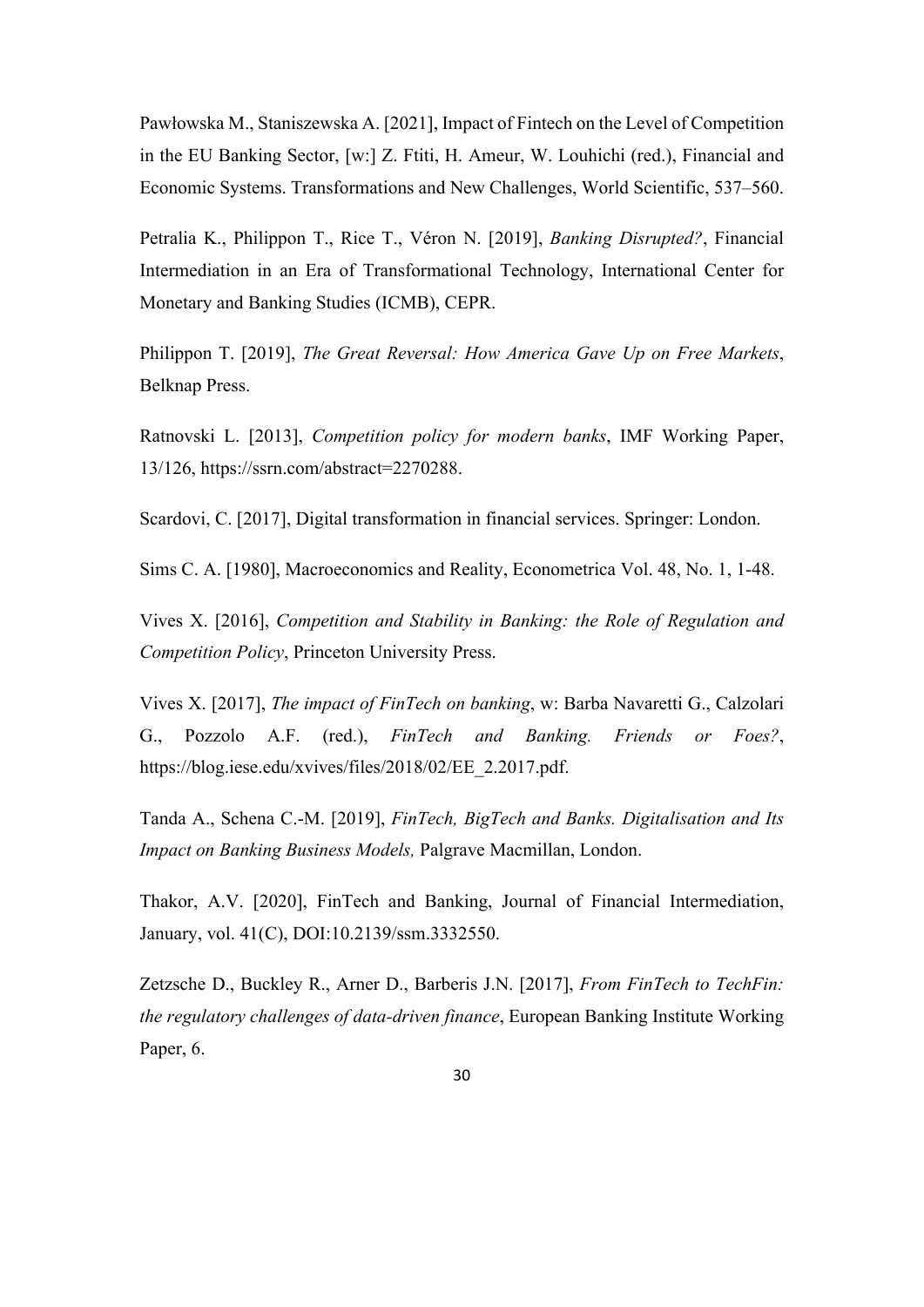Pawłowska M., Staniszewska A. [2021], Impact of Fintech on the Level of Competition in the EU Banking Sector, [w:] Z. Ftiti, H. Ameur, W. Louhichi (red.), Financial and Economic Systems. Transformations and New Challenges, World Scientific, 537–560.

Petralia K., Philippon T., Rice T., Véron N. [2019], *Banking Disrupted?*, Financial Intermediation in an Era of Transformational Technology, International Center for Monetary and Banking Studies (ICMB), CEPR.

Philippon T. [2019], *The Great Reversal: How America Gave Up on Free Markets*, Belknap Press.

Ratnovski L. [2013], *Competition policy for modern banks*, IMF Working Paper, 13/126, https://ssrn.com/abstract=2270288.

Scardovi, C. [2017], Digital transformation in financial services. Springer: London.

Sims C. A. [1980], Macroeconomics and Reality, Econometrica Vol. 48, No. 1, 1-48.

Vives X. [2016], *Competition and Stability in Banking: the Role of Regulation and Competition Policy*, Princeton University Press.

Vives X. [2017], *The impact of FinTech on banking*, w: Barba Navaretti G., Calzolari G., Pozzolo A.F. (red.), *FinTech and Banking. Friends or Foes?*, https://blog.iese.edu/xvives/files/2018/02/EE_2.2017.pdf.

Tanda A., Schena C.-M. [2019], *FinTech, BigTech and Banks. Digitalisation and Its Impact on Banking Business Models,* Palgrave Macmillan, London.

Thakor, A.V. [2020], FinTech and Banking, Journal of Financial Intermediation, January, vol. 41(C), DOI:10.2139/ssm.3332550.

Zetzsche D., Buckley R., Arner D., Barberis J.N. [2017], *From FinTech to TechFin: the regulatory challenges of data-driven finance*, European Banking Institute Working Paper, 6.